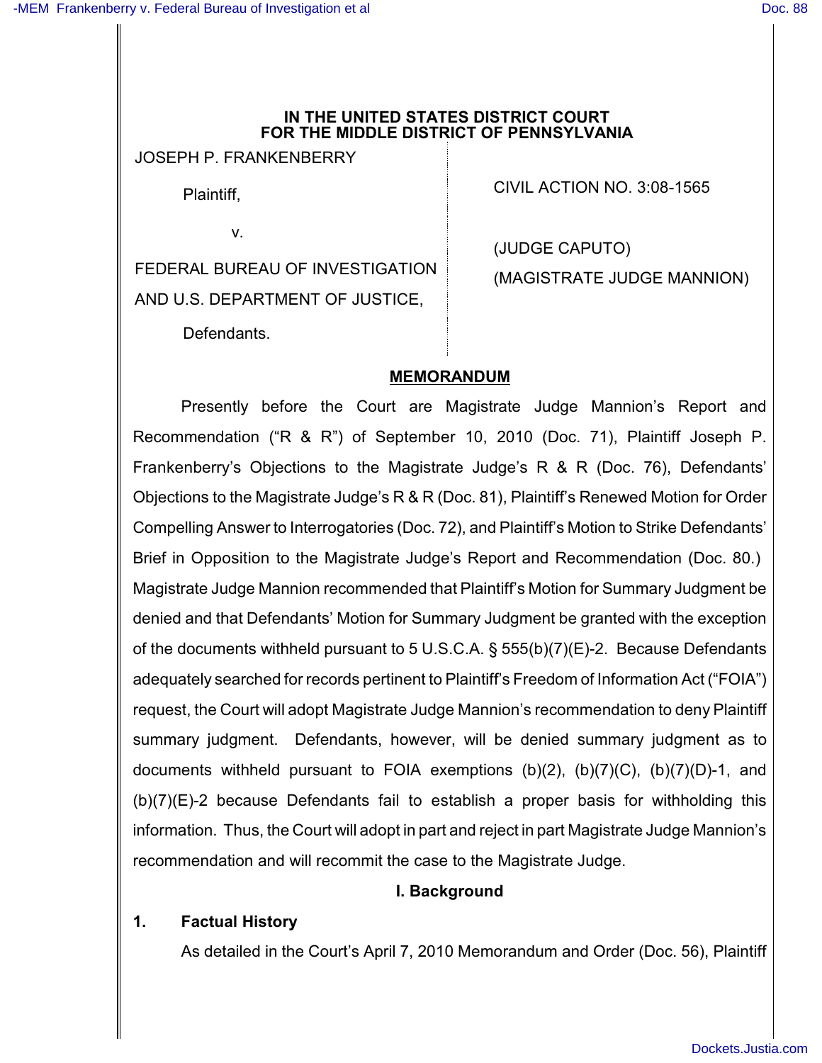**IN THE UNITED STATES DISTRICT COURT**
**FOR THE MIDDLE DISTRICT OF PENNSYLVANIA**

JOSEPH P. FRANKENBERRY

Plaintiff,

v.

FEDERAL BUREAU OF INVESTIGATION AND U.S. DEPARTMENT OF JUSTICE,

Defendants.

CIVIL ACTION NO. 3:08-1565

(JUDGE CAPUTO)

(MAGISTRATE JUDGE MANNION)

## MEMORANDUM

Presently before the Court are Magistrate Judge Mannion's Report and Recommendation ("R & R") of September 10, 2010 (Doc. 71), Plaintiff Joseph P. Frankenberry's Objections to the Magistrate Judge's R & R (Doc. 76), Defendants' Objections to the Magistrate Judge's R & R (Doc. 81), Plaintiff's Renewed Motion for Order Compelling Answer to Interrogatories (Doc. 72), and Plaintiff's Motion to Strike Defendants' Brief in Opposition to the Magistrate Judge's Report and Recommendation (Doc. 80.) Magistrate Judge Mannion recommended that Plaintiff's Motion for Summary Judgment be denied and that Defendants' Motion for Summary Judgment be granted with the exception of the documents withheld pursuant to 5 U.S.C.A. § 555(b)(7)(E)-2. Because Defendants adequately searched for records pertinent to Plaintiff's Freedom of Information Act ("FOIA") request, the Court will adopt Magistrate Judge Mannion's recommendation to deny Plaintiff summary judgment. Defendants, however, will be denied summary judgment as to documents withheld pursuant to FOIA exemptions (b)(2), (b)(7)(C), (b)(7)(D)-1, and (b)(7)(E)-2 because Defendants fail to establish a proper basis for withholding this information. Thus, the Court will adopt in part and reject in part Magistrate Judge Mannion's recommendation and will recommit the case to the Magistrate Judge.

### I. Background

#### 1. Factual History

As detailed in the Court's April 7, 2010 Memorandum and Order (Doc. 56), Plaintiff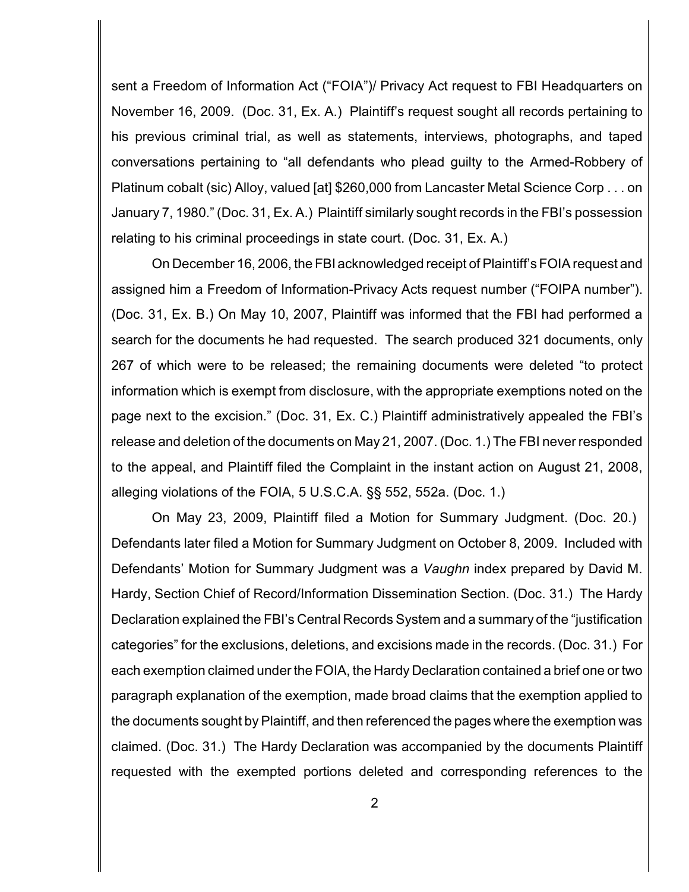sent a Freedom of Information Act ("FOIA")/ Privacy Act request to FBI Headquarters on November 16, 2009. (Doc. 31, Ex. A.) Plaintiff's request sought all records pertaining to his previous criminal trial, as well as statements, interviews, photographs, and taped conversations pertaining to "all defendants who plead guilty to the Armed-Robbery of Platinum cobalt (sic) Alloy, valued [at] $260,000 from Lancaster Metal Science Corp . . . on January 7, 1980." (Doc. 31, Ex. A.) Plaintiff similarly sought records in the FBI's possession relating to his criminal proceedings in state court. (Doc. 31, Ex. A.)

On December 16, 2006, the FBI acknowledged receipt of Plaintiff's FOIA request and assigned him a Freedom of Information-Privacy Acts request number ("FOIPA number"). (Doc. 31, Ex. B.) On May 10, 2007, Plaintiff was informed that the FBI had performed a search for the documents he had requested. The search produced 321 documents, only 267 of which were to be released; the remaining documents were deleted "to protect information which is exempt from disclosure, with the appropriate exemptions noted on the page next to the excision." (Doc. 31, Ex. C.) Plaintiff administratively appealed the FBI's release and deletion of the documents on May 21, 2007. (Doc. 1.) The FBI never responded to the appeal, and Plaintiff filed the Complaint in the instant action on August 21, 2008, alleging violations of the FOIA, 5 U.S.C.A. §§ 552, 552a. (Doc. 1.)

On May 23, 2009, Plaintiff filed a Motion for Summary Judgment. (Doc. 20.) Defendants later filed a Motion for Summary Judgment on October 8, 2009. Included with Defendants' Motion for Summary Judgment was a *Vaughn* index prepared by David M. Hardy, Section Chief of Record/Information Dissemination Section. (Doc. 31.) The Hardy Declaration explained the FBI's Central Records System and a summary of the "justification categories" for the exclusions, deletions, and excisions made in the records. (Doc. 31.) For each exemption claimed under the FOIA, the Hardy Declaration contained a brief one or two paragraph explanation of the exemption, made broad claims that the exemption applied to the documents sought by Plaintiff, and then referenced the pages where the exemption was claimed. (Doc. 31.) The Hardy Declaration was accompanied by the documents Plaintiff requested with the exempted portions deleted and corresponding references to the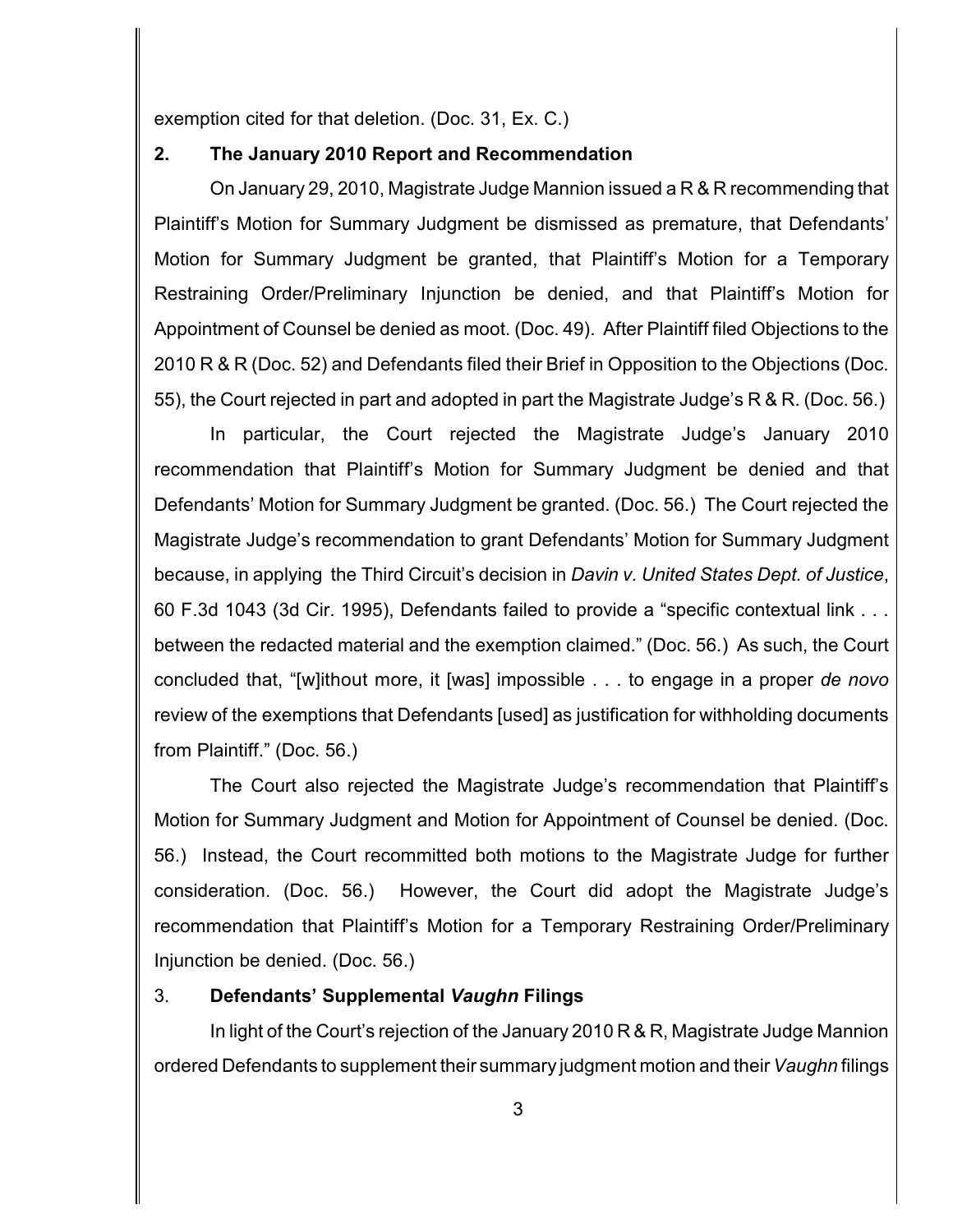exemption cited for that deletion. (Doc. 31, Ex. C.)

## 2. The January 2010 Report and Recommendation

On January 29, 2010, Magistrate Judge Mannion issued a R & R recommending that Plaintiff's Motion for Summary Judgment be dismissed as premature, that Defendants' Motion for Summary Judgment be granted, that Plaintiff's Motion for a Temporary Restraining Order/Preliminary Injunction be denied, and that Plaintiff's Motion for Appointment of Counsel be denied as moot. (Doc. 49). After Plaintiff filed Objections to the 2010 R & R (Doc. 52) and Defendants filed their Brief in Opposition to the Objections (Doc. 55), the Court rejected in part and adopted in part the Magistrate Judge's R & R. (Doc. 56.)

In particular, the Court rejected the Magistrate Judge's January 2010 recommendation that Plaintiff's Motion for Summary Judgment be denied and that Defendants' Motion for Summary Judgment be granted. (Doc. 56.) The Court rejected the Magistrate Judge's recommendation to grant Defendants' Motion for Summary Judgment because, in applying the Third Circuit's decision in *Davin v. United States Dept. of Justice*, 60 F.3d 1043 (3d Cir. 1995), Defendants failed to provide a "specific contextual link . . . between the redacted material and the exemption claimed." (Doc. 56.) As such, the Court concluded that, "[w]ithout more, it [was] impossible . . . to engage in a proper *de novo* review of the exemptions that Defendants [used] as justification for withholding documents from Plaintiff." (Doc. 56.)

The Court also rejected the Magistrate Judge's recommendation that Plaintiff's Motion for Summary Judgment and Motion for Appointment of Counsel be denied. (Doc. 56.) Instead, the Court recommitted both motions to the Magistrate Judge for further consideration. (Doc. 56.) However, the Court did adopt the Magistrate Judge's recommendation that Plaintiff's Motion for a Temporary Restraining Order/Preliminary Injunction be denied. (Doc. 56.)

## 3. Defendants' Supplemental *Vaughn* Filings

In light of the Court's rejection of the January 2010 R & R, Magistrate Judge Mannion ordered Defendants to supplement their summary judgment motion and their *Vaughn* filings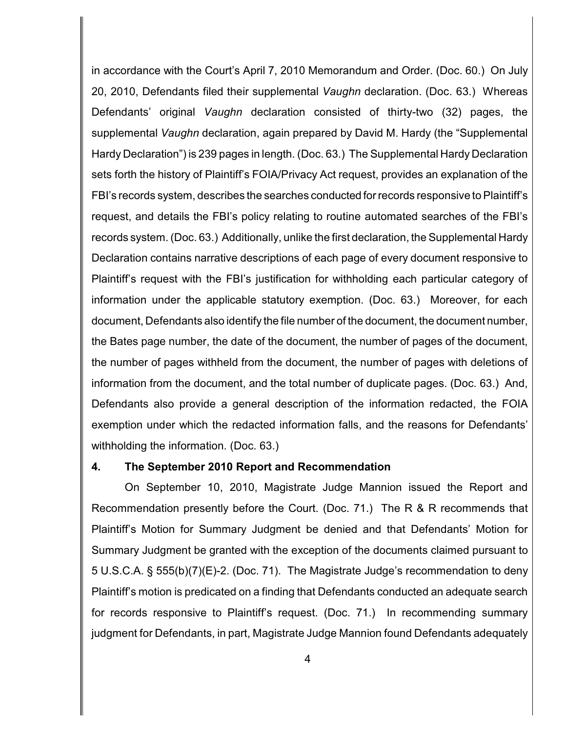in accordance with the Court's April 7, 2010 Memorandum and Order. (Doc. 60.) On July 20, 2010, Defendants filed their supplemental *Vaughn* declaration. (Doc. 63.) Whereas Defendants' original *Vaughn* declaration consisted of thirty-two (32) pages, the supplemental *Vaughn* declaration, again prepared by David M. Hardy (the "Supplemental Hardy Declaration") is 239 pages in length. (Doc. 63.) The Supplemental Hardy Declaration sets forth the history of Plaintiff's FOIA/Privacy Act request, provides an explanation of the FBI's records system, describes the searches conducted for records responsive to Plaintiff's request, and details the FBI's policy relating to routine automated searches of the FBI's records system. (Doc. 63.) Additionally, unlike the first declaration, the Supplemental Hardy Declaration contains narrative descriptions of each page of every document responsive to Plaintiff's request with the FBI's justification for withholding each particular category of information under the applicable statutory exemption. (Doc. 63.) Moreover, for each document, Defendants also identify the file number of the document, the document number, the Bates page number, the date of the document, the number of pages of the document, the number of pages withheld from the document, the number of pages with deletions of information from the document, and the total number of duplicate pages. (Doc. 63.) And, Defendants also provide a general description of the information redacted, the FOIA exemption under which the redacted information falls, and the reasons for Defendants' withholding the information. (Doc. 63.)

### 4. The September 2010 Report and Recommendation

On September 10, 2010, Magistrate Judge Mannion issued the Report and Recommendation presently before the Court. (Doc. 71.) The R & R recommends that Plaintiff's Motion for Summary Judgment be denied and that Defendants' Motion for Summary Judgment be granted with the exception of the documents claimed pursuant to 5 U.S.C.A. § 555(b)(7)(E)-2. (Doc. 71). The Magistrate Judge's recommendation to deny Plaintiff's motion is predicated on a finding that Defendants conducted an adequate search for records responsive to Plaintiff's request. (Doc. 71.) In recommending summary judgment for Defendants, in part, Magistrate Judge Mannion found Defendants adequately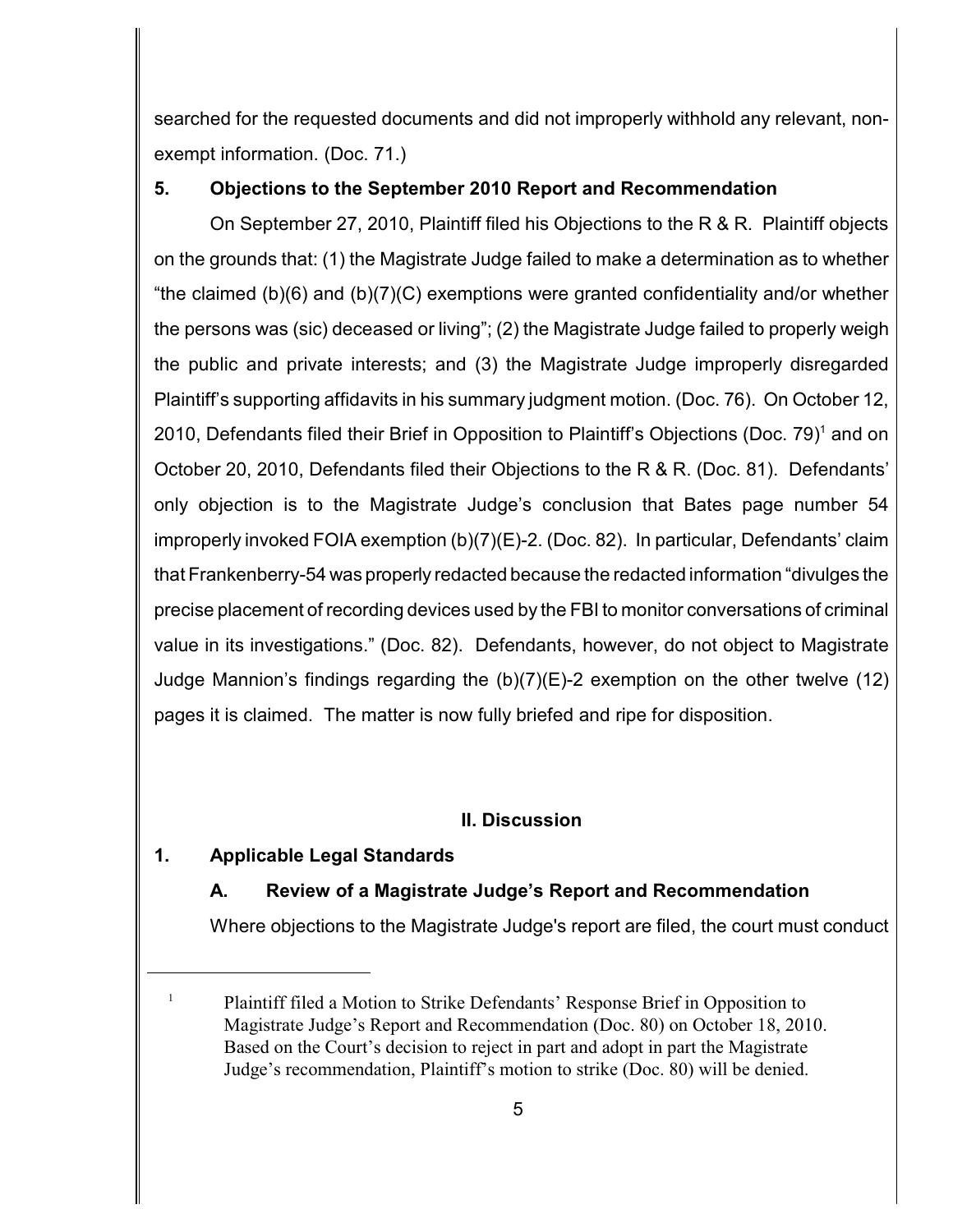searched for the requested documents and did not improperly withhold any relevant, non-exempt information. (Doc. 71.)

### 5. Objections to the September 2010 Report and Recommendation

On September 27, 2010, Plaintiff filed his Objections to the R & R. Plaintiff objects on the grounds that: (1) the Magistrate Judge failed to make a determination as to whether "the claimed (b)(6) and (b)(7)(C) exemptions were granted confidentiality and/or whether the persons was (sic) deceased or living"; (2) the Magistrate Judge failed to properly weigh the public and private interests; and (3) the Magistrate Judge improperly disregarded Plaintiff's supporting affidavits in his summary judgment motion. (Doc. 76). On October 12, 2010, Defendants filed their Brief in Opposition to Plaintiff's Objections (Doc. 79)[1] and on October 20, 2010, Defendants filed their Objections to the R & R. (Doc. 81). Defendants' only objection is to the Magistrate Judge's conclusion that Bates page number 54 improperly invoked FOIA exemption (b)(7)(E)-2. (Doc. 82). In particular, Defendants' claim that Frankenberry-54 was properly redacted because the redacted information "divulges the precise placement of recording devices used by the FBI to monitor conversations of criminal value in its investigations." (Doc. 82). Defendants, however, do not object to Magistrate Judge Mannion's findings regarding the (b)(7)(E)-2 exemption on the other twelve (12) pages it is claimed. The matter is now fully briefed and ripe for disposition.

## II. Discussion

### 1. Applicable Legal Standards

#### A. Review of a Magistrate Judge's Report and Recommendation

Where objections to the Magistrate Judge's report are filed, the court must conduct

---

[1] Plaintiff filed a Motion to Strike Defendants' Response Brief in Opposition to Magistrate Judge's Report and Recommendation (Doc. 80) on October 18, 2010. Based on the Court's decision to reject in part and adopt in part the Magistrate Judge's recommendation, Plaintiff's motion to strike (Doc. 80) will be denied.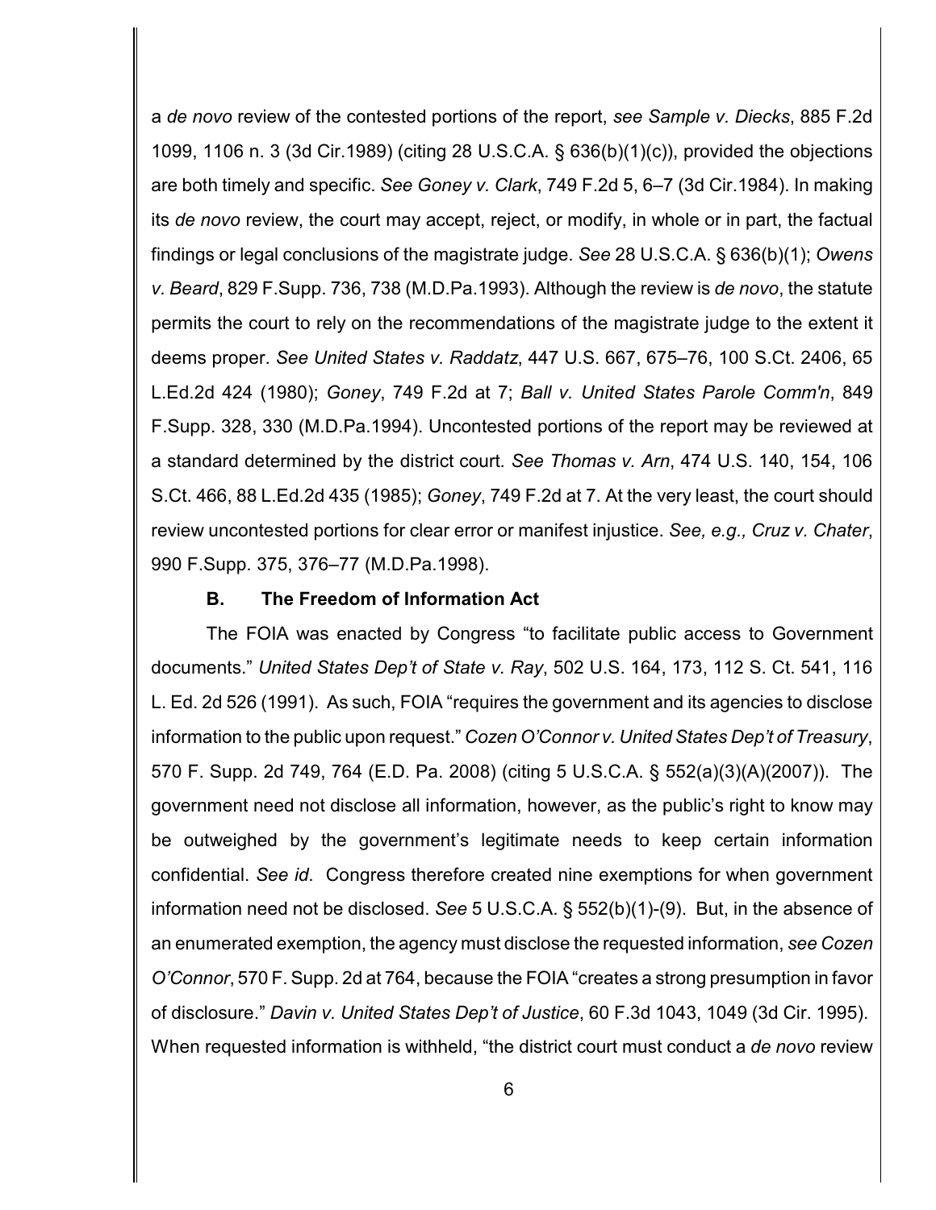a *de novo* review of the contested portions of the report, *see Sample v. Diecks*, 885 F.2d 1099, 1106 n. 3 (3d Cir.1989) (citing 28 U.S.C.A. § 636(b)(1)(c)), provided the objections are both timely and specific. *See Goney v. Clark*, 749 F.2d 5, 6–7 (3d Cir.1984). In making its *de novo* review, the court may accept, reject, or modify, in whole or in part, the factual findings or legal conclusions of the magistrate judge. *See* 28 U.S.C.A. § 636(b)(1); *Owens v. Beard*, 829 F.Supp. 736, 738 (M.D.Pa.1993). Although the review is *de novo*, the statute permits the court to rely on the recommendations of the magistrate judge to the extent it deems proper. *See United States v. Raddatz*, 447 U.S. 667, 675–76, 100 S.Ct. 2406, 65 L.Ed.2d 424 (1980); *Goney*, 749 F.2d at 7; *Ball v. United States Parole Comm'n*, 849 F.Supp. 328, 330 (M.D.Pa.1994). Uncontested portions of the report may be reviewed at a standard determined by the district court. *See Thomas v. Arn*, 474 U.S. 140, 154, 106 S.Ct. 466, 88 L.Ed.2d 435 (1985); *Goney*, 749 F.2d at 7. At the very least, the court should review uncontested portions for clear error or manifest injustice. *See, e.g., Cruz v. Chater*, 990 F.Supp. 375, 376–77 (M.D.Pa.1998).

### B. The Freedom of Information Act

The FOIA was enacted by Congress "to facilitate public access to Government documents." *United States Dep't of State v. Ray*, 502 U.S. 164, 173, 112 S. Ct. 541, 116 L. Ed. 2d 526 (1991). As such, FOIA "requires the government and its agencies to disclose information to the public upon request." *Cozen O'Connor v. United States Dep't of Treasury*, 570 F. Supp. 2d 749, 764 (E.D. Pa. 2008) (citing 5 U.S.C.A. § 552(a)(3)(A)(2007)). The government need not disclose all information, however, as the public's right to know may be outweighed by the government's legitimate needs to keep certain information confidential. *See id*. Congress therefore created nine exemptions for when government information need not be disclosed. *See* 5 U.S.C.A. § 552(b)(1)-(9). But, in the absence of an enumerated exemption, the agency must disclose the requested information, *see Cozen O'Connor*, 570 F. Supp. 2d at 764, because the FOIA "creates a strong presumption in favor of disclosure." *Davin v. United States Dep't of Justice*, 60 F.3d 1043, 1049 (3d Cir. 1995). When requested information is withheld, "the district court must conduct a *de novo* review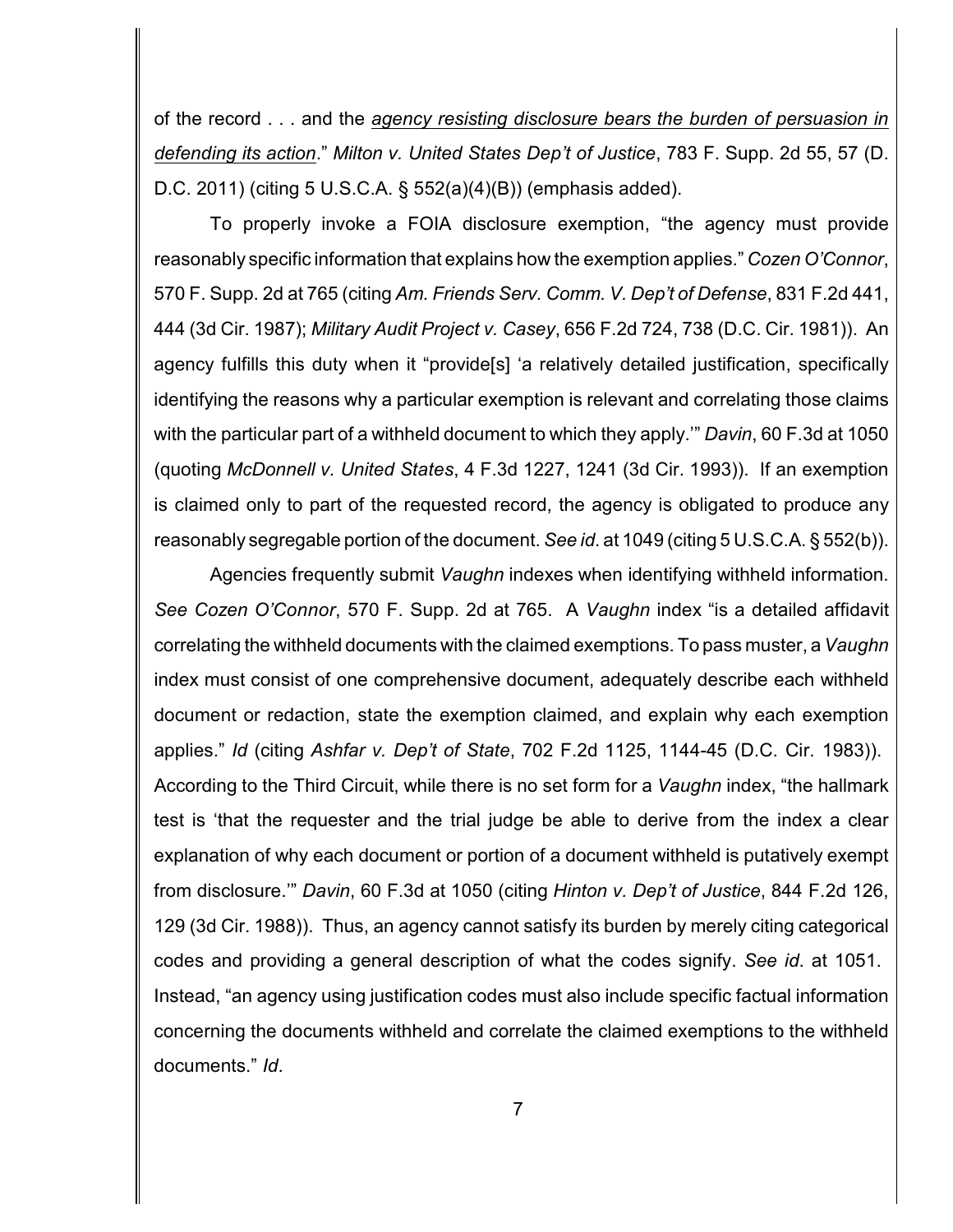of the record . . . and the <u>*agency resisting disclosure bears the burden of persuasion in defending its action*</u>." *Milton v. United States Dep't of Justice*, 783 F. Supp. 2d 55, 57 (D. D.C. 2011) (citing 5 U.S.C.A. § 552(a)(4)(B)) (emphasis added).

To properly invoke a FOIA disclosure exemption, "the agency must provide reasonably specific information that explains how the exemption applies." *Cozen O'Connor*, 570 F. Supp. 2d at 765 (citing *Am. Friends Serv. Comm. V. Dep't of Defense*, 831 F.2d 441, 444 (3d Cir. 1987); *Military Audit Project v. Casey*, 656 F.2d 724, 738 (D.C. Cir. 1981)). An agency fulfills this duty when it "provide[s] 'a relatively detailed justification, specifically identifying the reasons why a particular exemption is relevant and correlating those claims with the particular part of a withheld document to which they apply.'" *Davin*, 60 F.3d at 1050 (quoting *McDonnell v. United States*, 4 F.3d 1227, 1241 (3d Cir. 1993)). If an exemption is claimed only to part of the requested record, the agency is obligated to produce any reasonably segregable portion of the document. *See id*. at 1049 (citing 5 U.S.C.A. § 552(b)).

Agencies frequently submit *Vaughn* indexes when identifying withheld information. *See Cozen O'Connor*, 570 F. Supp. 2d at 765. A *Vaughn* index "is a detailed affidavit correlating the withheld documents with the claimed exemptions. To pass muster, a *Vaughn* index must consist of one comprehensive document, adequately describe each withheld document or redaction, state the exemption claimed, and explain why each exemption applies." *Id* (citing *Ashfar v. Dep't of State*, 702 F.2d 1125, 1144-45 (D.C. Cir. 1983)). According to the Third Circuit, while there is no set form for a *Vaughn* index, "the hallmark test is 'that the requester and the trial judge be able to derive from the index a clear explanation of why each document or portion of a document withheld is putatively exempt from disclosure.'" *Davin*, 60 F.3d at 1050 (citing *Hinton v. Dep't of Justice*, 844 F.2d 126, 129 (3d Cir. 1988)). Thus, an agency cannot satisfy its burden by merely citing categorical codes and providing a general description of what the codes signify. *See id*. at 1051. Instead, "an agency using justification codes must also include specific factual information concerning the documents withheld and correlate the claimed exemptions to the withheld documents." *Id*.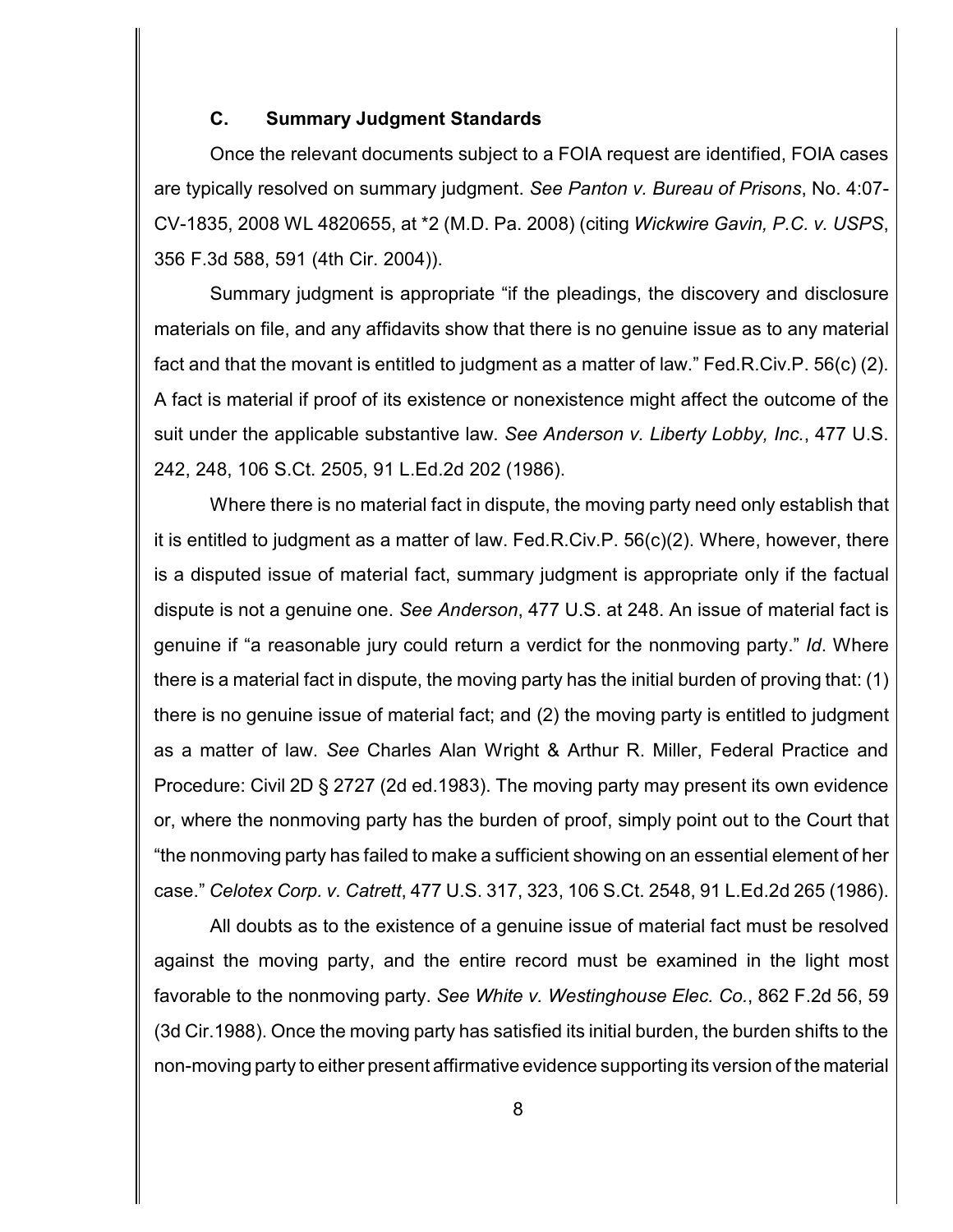### C. Summary Judgment Standards

Once the relevant documents subject to a FOIA request are identified, FOIA cases are typically resolved on summary judgment. *See Panton v. Bureau of Prisons*, No. 4:07-CV-1835, 2008 WL 4820655, at *2 (M.D. Pa. 2008) (citing *Wickwire Gavin, P.C. v. USPS*, 356 F.3d 588, 591 (4th Cir. 2004)).

Summary judgment is appropriate "if the pleadings, the discovery and disclosure materials on file, and any affidavits show that there is no genuine issue as to any material fact and that the movant is entitled to judgment as a matter of law." Fed.R.Civ.P. 56(c) (2). A fact is material if proof of its existence or nonexistence might affect the outcome of the suit under the applicable substantive law. *See Anderson v. Liberty Lobby, Inc.*, 477 U.S. 242, 248, 106 S.Ct. 2505, 91 L.Ed.2d 202 (1986).

Where there is no material fact in dispute, the moving party need only establish that it is entitled to judgment as a matter of law. Fed.R.Civ.P. 56(c)(2). Where, however, there is a disputed issue of material fact, summary judgment is appropriate only if the factual dispute is not a genuine one. *See Anderson*, 477 U.S. at 248. An issue of material fact is genuine if "a reasonable jury could return a verdict for the nonmoving party." *Id*. Where there is a material fact in dispute, the moving party has the initial burden of proving that: (1) there is no genuine issue of material fact; and (2) the moving party is entitled to judgment as a matter of law. *See* Charles Alan Wright & Arthur R. Miller, Federal Practice and Procedure: Civil 2D § 2727 (2d ed.1983). The moving party may present its own evidence or, where the nonmoving party has the burden of proof, simply point out to the Court that "the nonmoving party has failed to make a sufficient showing on an essential element of her case." *Celotex Corp. v. Catrett*, 477 U.S. 317, 323, 106 S.Ct. 2548, 91 L.Ed.2d 265 (1986).

All doubts as to the existence of a genuine issue of material fact must be resolved against the moving party, and the entire record must be examined in the light most favorable to the nonmoving party. *See White v. Westinghouse Elec. Co.*, 862 F.2d 56, 59 (3d Cir.1988). Once the moving party has satisfied its initial burden, the burden shifts to the non-moving party to either present affirmative evidence supporting its version of the material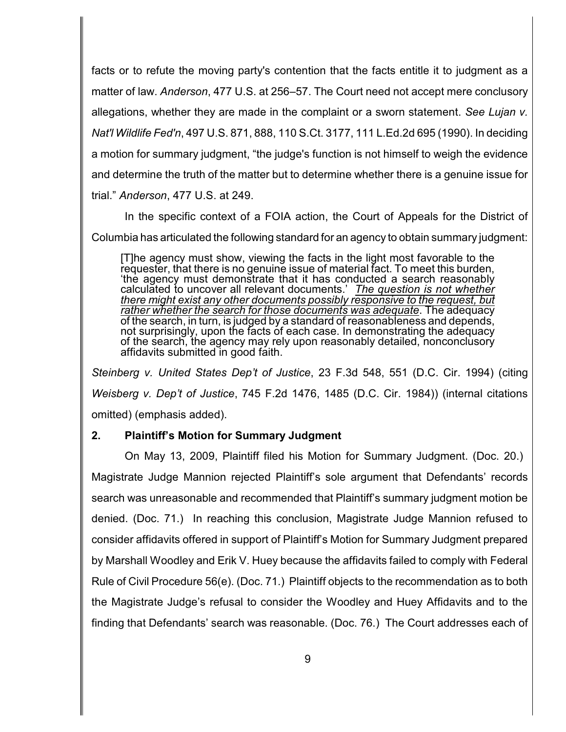facts or to refute the moving party's contention that the facts entitle it to judgment as a matter of law. *Anderson*, 477 U.S. at 256–57. The Court need not accept mere conclusory allegations, whether they are made in the complaint or a sworn statement. *See Lujan v. Nat'l Wildlife Fed'n*, 497 U.S. 871, 888, 110 S.Ct. 3177, 111 L.Ed.2d 695 (1990). In deciding a motion for summary judgment, "the judge's function is not himself to weigh the evidence and determine the truth of the matter but to determine whether there is a genuine issue for trial." *Anderson*, 477 U.S. at 249.

In the specific context of a FOIA action, the Court of Appeals for the District of Columbia has articulated the following standard for an agency to obtain summary judgment:

> [T]he agency must show, viewing the facts in the light most favorable to the requester, that there is no genuine issue of material fact. To meet this burden, 'the agency must demonstrate that it has conducted a search reasonably calculated to uncover all relevant documents.' *The question is not whether there might exist any other documents possibly responsive to the request, but rather whether the search for those documents was adequate*. The adequacy of the search, in turn, is judged by a standard of reasonableness and depends, not surprisingly, upon the facts of each case. In demonstrating the adequacy of the search, the agency may rely upon reasonably detailed, nonconclusory affidavits submitted in good faith.

*Steinberg v. United States Dep't of Justice*, 23 F.3d 548, 551 (D.C. Cir. 1994) (citing *Weisberg v. Dep't of Justice*, 745 F.2d 1476, 1485 (D.C. Cir. 1984)) (internal citations omitted) (emphasis added).

## 2. Plaintiff's Motion for Summary Judgment

On May 13, 2009, Plaintiff filed his Motion for Summary Judgment. (Doc. 20.) Magistrate Judge Mannion rejected Plaintiff's sole argument that Defendants' records search was unreasonable and recommended that Plaintiff's summary judgment motion be denied. (Doc. 71.) In reaching this conclusion, Magistrate Judge Mannion refused to consider affidavits offered in support of Plaintiff's Motion for Summary Judgment prepared by Marshall Woodley and Erik V. Huey because the affidavits failed to comply with Federal Rule of Civil Procedure 56(e). (Doc. 71.) Plaintiff objects to the recommendation as to both the Magistrate Judge's refusal to consider the Woodley and Huey Affidavits and to the finding that Defendants' search was reasonable. (Doc. 76.) The Court addresses each of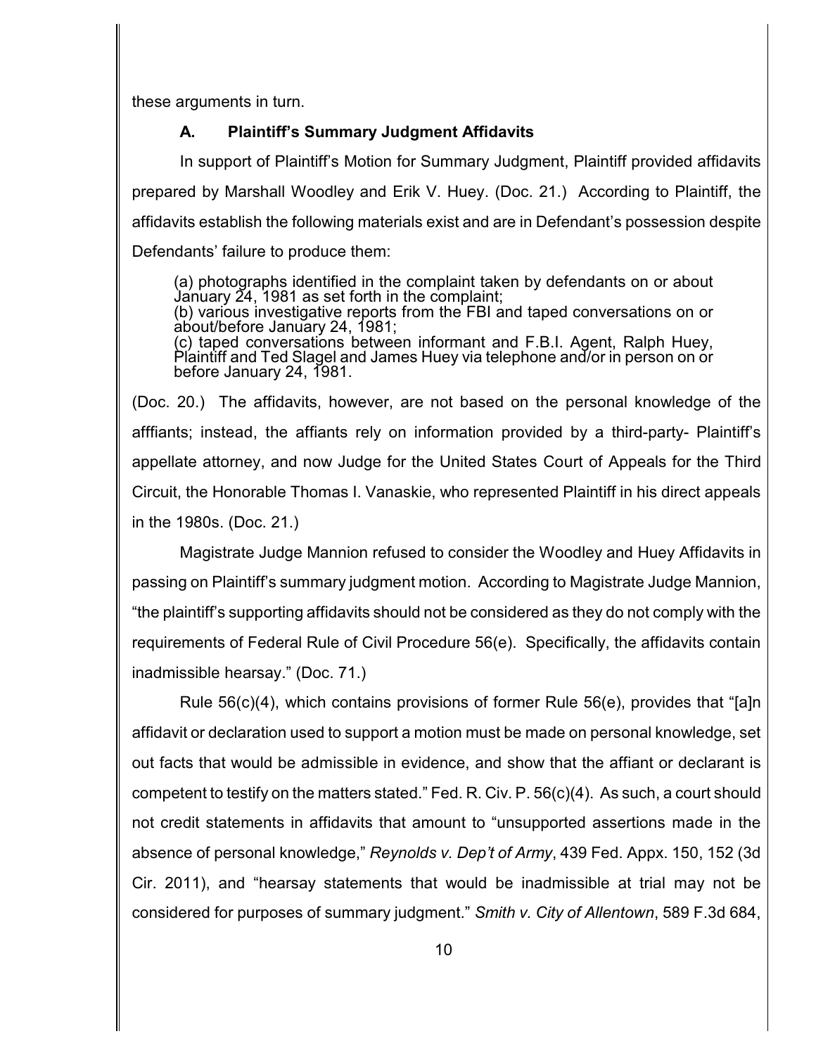these arguments in turn.

### A. Plaintiff's Summary Judgment Affidavits

In support of Plaintiff's Motion for Summary Judgment, Plaintiff provided affidavits prepared by Marshall Woodley and Erik V. Huey. (Doc. 21.) According to Plaintiff, the affidavits establish the following materials exist and are in Defendant's possession despite Defendants' failure to produce them:

> (a) photographs identified in the complaint taken by defendants on or about January 24, 1981 as set forth in the complaint;
> (b) various investigative reports from the FBI and taped conversations on or about/before January 24, 1981;
> (c) taped conversations between informant and F.B.I. Agent, Ralph Huey, Plaintiff and Ted Slagel and James Huey via telephone and/or in person on or before January 24, 1981.

(Doc. 20.) The affidavits, however, are not based on the personal knowledge of the afffiants; instead, the affiants rely on information provided by a third-party- Plaintiff's appellate attorney, and now Judge for the United States Court of Appeals for the Third Circuit, the Honorable Thomas I. Vanaskie, who represented Plaintiff in his direct appeals in the 1980s. (Doc. 21.)

Magistrate Judge Mannion refused to consider the Woodley and Huey Affidavits in passing on Plaintiff's summary judgment motion. According to Magistrate Judge Mannion, "the plaintiff's supporting affidavits should not be considered as they do not comply with the requirements of Federal Rule of Civil Procedure 56(e). Specifically, the affidavits contain inadmissible hearsay." (Doc. 71.)

Rule 56(c)(4), which contains provisions of former Rule 56(e), provides that "[a]n affidavit or declaration used to support a motion must be made on personal knowledge, set out facts that would be admissible in evidence, and show that the affiant or declarant is competent to testify on the matters stated." Fed. R. Civ. P. 56(c)(4). As such, a court should not credit statements in affidavits that amount to "unsupported assertions made in the absence of personal knowledge," *Reynolds v. Dep't of Army*, 439 Fed. Appx. 150, 152 (3d Cir. 2011), and "hearsay statements that would be inadmissible at trial may not be considered for purposes of summary judgment." *Smith v. City of Allentown*, 589 F.3d 684,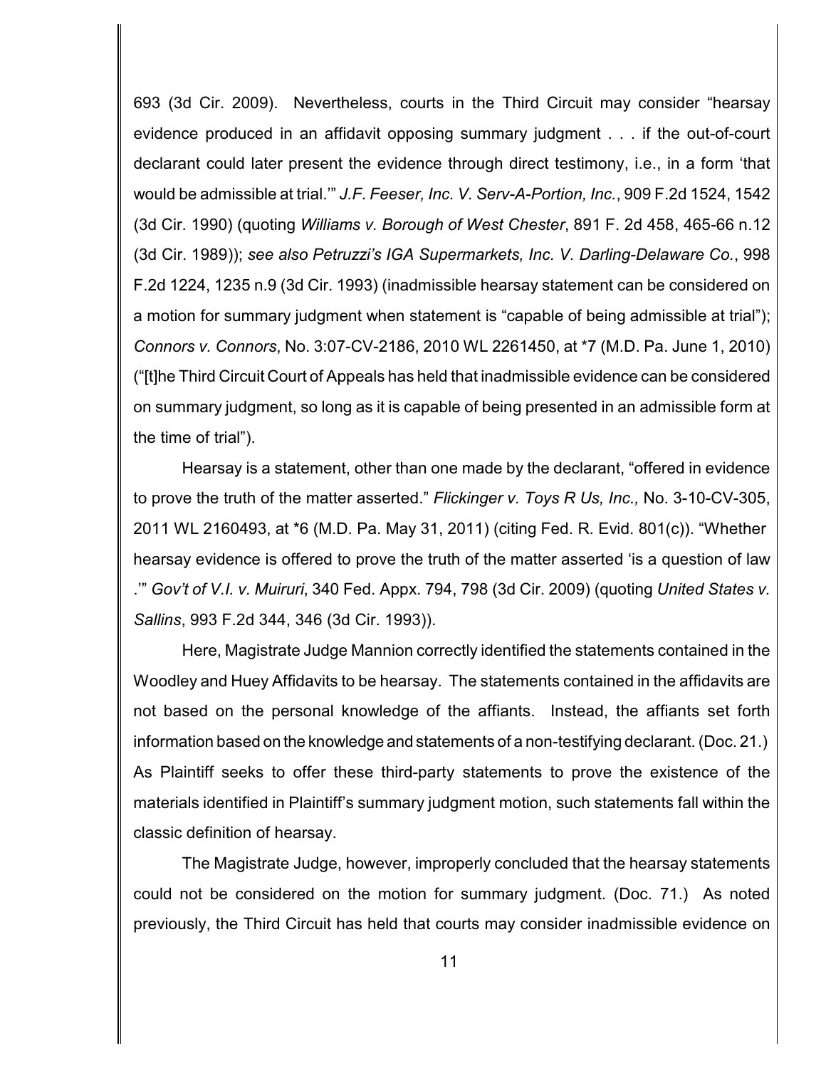693 (3d Cir. 2009). Nevertheless, courts in the Third Circuit may consider "hearsay evidence produced in an affidavit opposing summary judgment . . . if the out-of-court declarant could later present the evidence through direct testimony, i.e., in a form 'that would be admissible at trial.'" *J.F. Feeser, Inc. V. Serv-A-Portion, Inc.*, 909 F.2d 1524, 1542 (3d Cir. 1990) (quoting *Williams v. Borough of West Chester*, 891 F. 2d 458, 465-66 n.12 (3d Cir. 1989)); *see also Petruzzi's IGA Supermarkets, Inc. V. Darling-Delaware Co.*, 998 F.2d 1224, 1235 n.9 (3d Cir. 1993) (inadmissible hearsay statement can be considered on a motion for summary judgment when statement is "capable of being admissible at trial"); *Connors v. Connors*, No. 3:07-CV-2186, 2010 WL 2261450, at *7 (M.D. Pa. June 1, 2010) ("[t]he Third Circuit Court of Appeals has held that inadmissible evidence can be considered on summary judgment, so long as it is capable of being presented in an admissible form at the time of trial").

Hearsay is a statement, other than one made by the declarant, "offered in evidence to prove the truth of the matter asserted." *Flickinger v. Toys R Us, Inc.,* No. 3-10-CV-305, 2011 WL 2160493, at *6 (M.D. Pa. May 31, 2011) (citing Fed. R. Evid. 801(c)). "Whether hearsay evidence is offered to prove the truth of the matter asserted 'is a question of law .'" *Gov't of V.I. v. Muiruri*, 340 Fed. Appx. 794, 798 (3d Cir. 2009) (quoting *United States v. Sallins*, 993 F.2d 344, 346 (3d Cir. 1993)).

Here, Magistrate Judge Mannion correctly identified the statements contained in the Woodley and Huey Affidavits to be hearsay. The statements contained in the affidavits are not based on the personal knowledge of the affiants. Instead, the affiants set forth information based on the knowledge and statements of a non-testifying declarant. (Doc. 21.) As Plaintiff seeks to offer these third-party statements to prove the existence of the materials identified in Plaintiff's summary judgment motion, such statements fall within the classic definition of hearsay.

The Magistrate Judge, however, improperly concluded that the hearsay statements could not be considered on the motion for summary judgment. (Doc. 71.) As noted previously, the Third Circuit has held that courts may consider inadmissible evidence on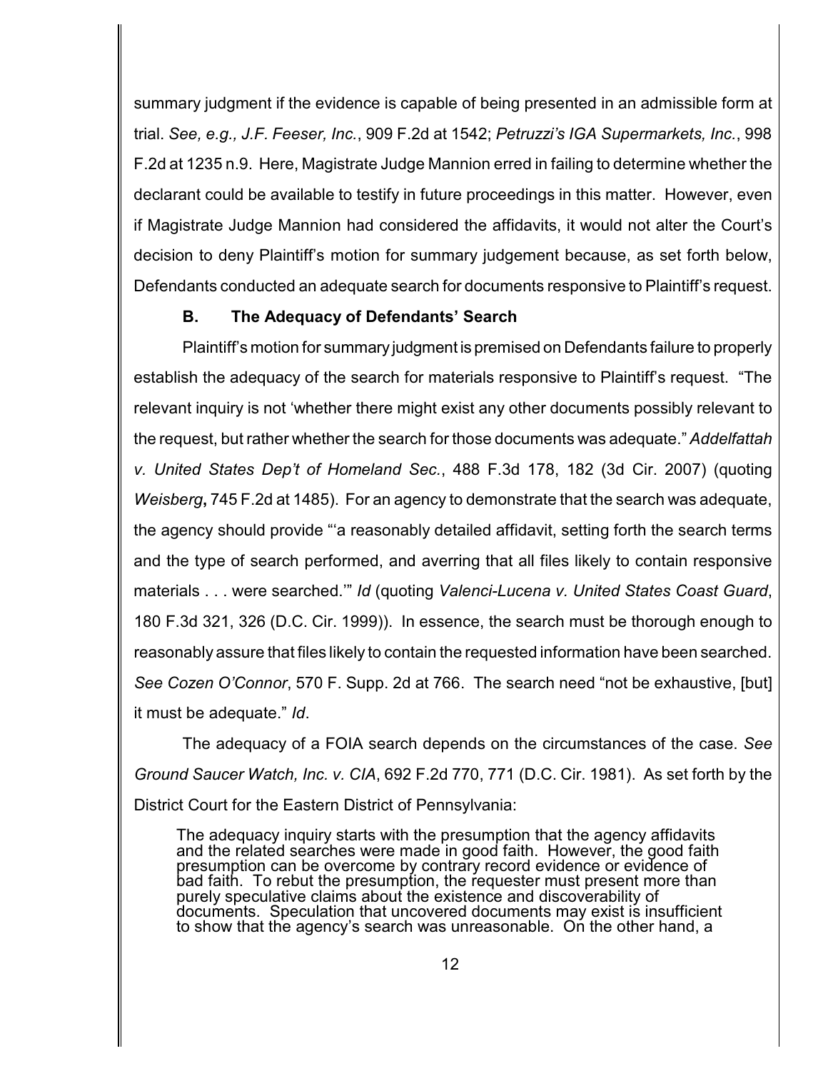summary judgment if the evidence is capable of being presented in an admissible form at trial. *See, e.g., J.F. Feeser, Inc.*, 909 F.2d at 1542; *Petruzzi's IGA Supermarkets, Inc.*, 998 F.2d at 1235 n.9. Here, Magistrate Judge Mannion erred in failing to determine whether the declarant could be available to testify in future proceedings in this matter. However, even if Magistrate Judge Mannion had considered the affidavits, it would not alter the Court's decision to deny Plaintiff's motion for summary judgement because, as set forth below, Defendants conducted an adequate search for documents responsive to Plaintiff's request.

### B. The Adequacy of Defendants' Search

Plaintiff's motion for summary judgment is premised on Defendants failure to properly establish the adequacy of the search for materials responsive to Plaintiff's request. "The relevant inquiry is not 'whether there might exist any other documents possibly relevant to the request, but rather whether the search for those documents was adequate." *Addelfattah v. United States Dep't of Homeland Sec.*, 488 F.3d 178, 182 (3d Cir. 2007) (quoting *Weisberg*, 745 F.2d at 1485). For an agency to demonstrate that the search was adequate, the agency should provide "'a reasonably detailed affidavit, setting forth the search terms and the type of search performed, and averring that all files likely to contain responsive materials . . . were searched.'" *Id* (quoting *Valenci-Lucena v. United States Coast Guard*, 180 F.3d 321, 326 (D.C. Cir. 1999)). In essence, the search must be thorough enough to reasonably assure that files likely to contain the requested information have been searched. *See Cozen O'Connor*, 570 F. Supp. 2d at 766. The search need "not be exhaustive, [but] it must be adequate." *Id*.

The adequacy of a FOIA search depends on the circumstances of the case. *See Ground Saucer Watch, Inc. v. CIA*, 692 F.2d 770, 771 (D.C. Cir. 1981). As set forth by the District Court for the Eastern District of Pennsylvania:

> The adequacy inquiry starts with the presumption that the agency affidavits and the related searches were made in good faith. However, the good faith presumption can be overcome by contrary record evidence or evidence of bad faith. To rebut the presumption, the requester must present more than purely speculative claims about the existence and discoverability of documents. Speculation that uncovered documents may exist is insufficient to show that the agency's search was unreasonable. On the other hand, a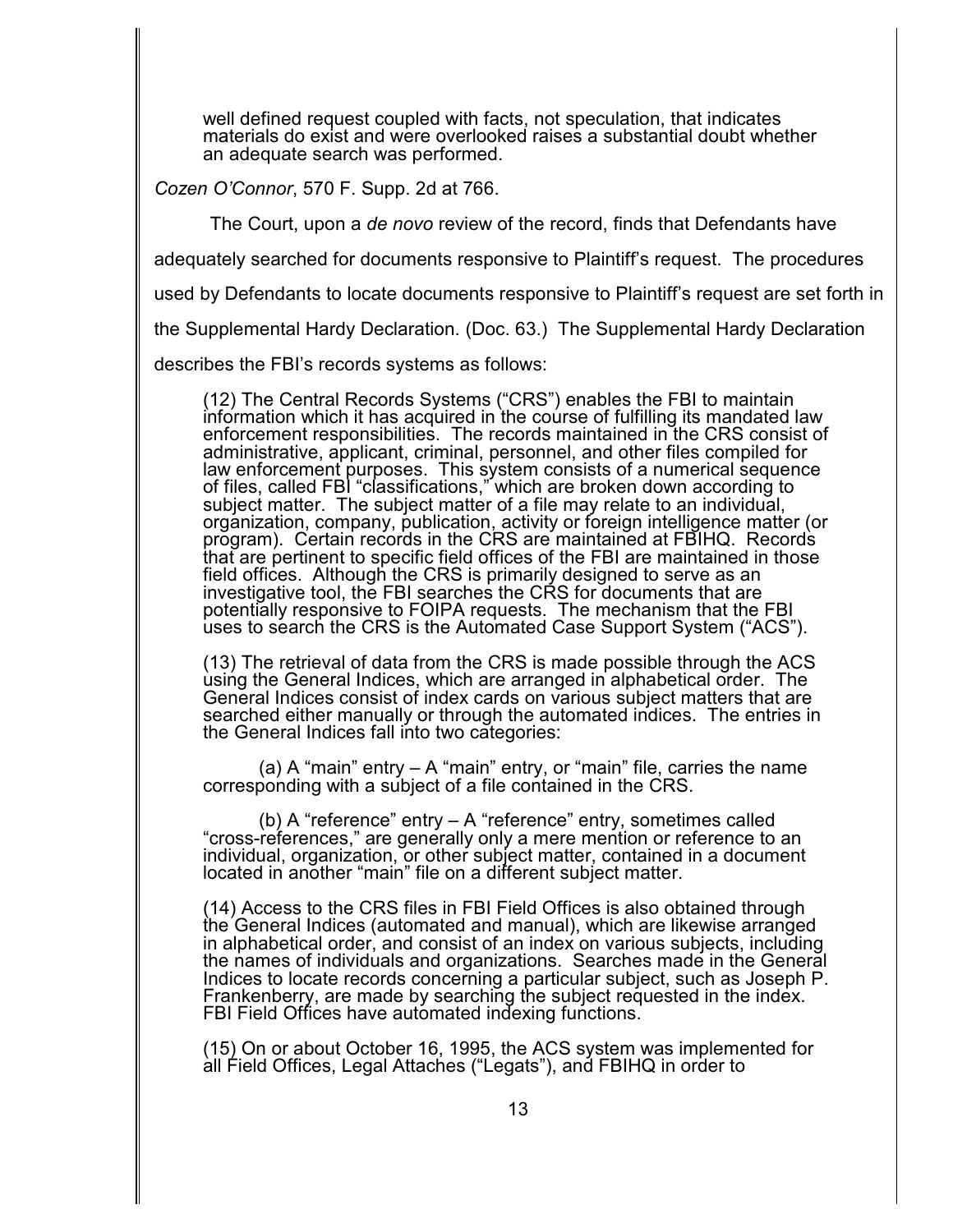> well defined request coupled with facts, not speculation, that indicates materials do exist and were overlooked raises a substantial doubt whether an adequate search was performed.

*Cozen O'Connor*, 570 F. Supp. 2d at 766.

The Court, upon a *de novo* review of the record, finds that Defendants have adequately searched for documents responsive to Plaintiff's request. The procedures used by Defendants to locate documents responsive to Plaintiff's request are set forth in the Supplemental Hardy Declaration. (Doc. 63.) The Supplemental Hardy Declaration describes the FBI's records systems as follows:

> (12) The Central Records Systems ("CRS") enables the FBI to maintain information which it has acquired in the course of fulfilling its mandated law enforcement responsibilities. The records maintained in the CRS consist of administrative, applicant, criminal, personnel, and other files compiled for law enforcement purposes. This system consists of a numerical sequence of files, called FBI "classifications," which are broken down according to subject matter. The subject matter of a file may relate to an individual, organization, company, publication, activity or foreign intelligence matter (or program). Certain records in the CRS are maintained at FBIHQ. Records that are pertinent to specific field offices of the FBI are maintained in those field offices. Although the CRS is primarily designed to serve as an investigative tool, the FBI searches the CRS for documents that are potentially responsive to FOIPA requests. The mechanism that the FBI uses to search the CRS is the Automated Case Support System ("ACS").
>
> (13) The retrieval of data from the CRS is made possible through the ACS using the General Indices, which are arranged in alphabetical order. The General Indices consist of index cards on various subject matters that are searched either manually or through the automated indices. The entries in the General Indices fall into two categories:
>
> (a) A "main" entry – A "main" entry, or "main" file, carries the name corresponding with a subject of a file contained in the CRS.
>
> (b) A "reference" entry – A "reference" entry, sometimes called "cross-references," are generally only a mere mention or reference to an individual, organization, or other subject matter, contained in a document located in another "main" file on a different subject matter.
>
> (14) Access to the CRS files in FBI Field Offices is also obtained through the General Indices (automated and manual), which are likewise arranged in alphabetical order, and consist of an index on various subjects, including the names of individuals and organizations. Searches made in the General Indices to locate records concerning a particular subject, such as Joseph P. Frankenberry, are made by searching the subject requested in the index. FBI Field Offices have automated indexing functions.
>
> (15) On or about October 16, 1995, the ACS system was implemented for all Field Offices, Legal Attaches ("Legats"), and FBIHQ in order to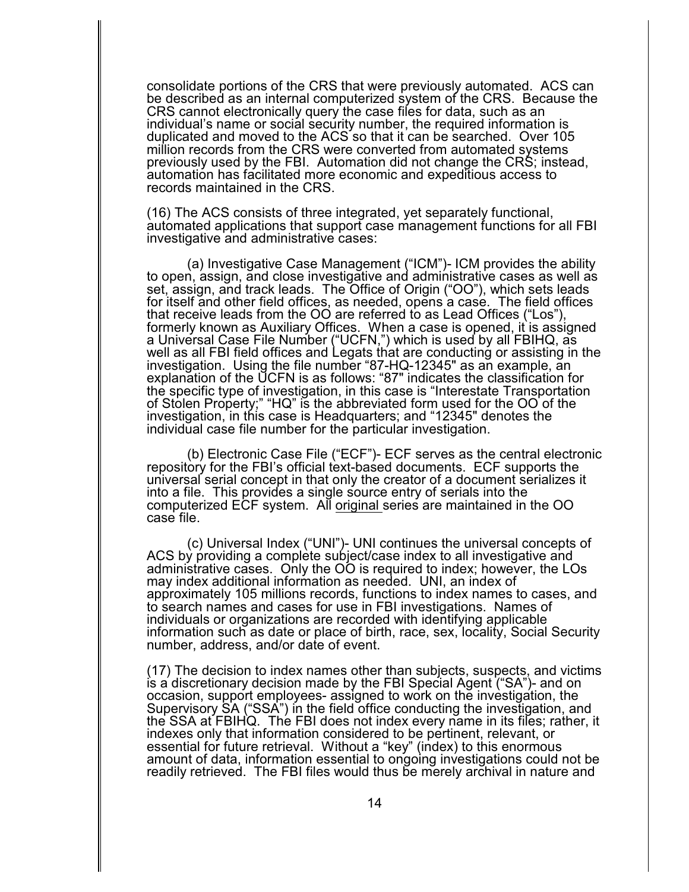consolidate portions of the CRS that were previously automated. ACS can be described as an internal computerized system of the CRS. Because the CRS cannot electronically query the case files for data, such as an individual's name or social security number, the required information is duplicated and moved to the ACS so that it can be searched. Over 105 million records from the CRS were converted from automated systems previously used by the FBI. Automation did not change the CRS; instead, automation has facilitated more economic and expeditious access to records maintained in the CRS.

(16) The ACS consists of three integrated, yet separately functional, automated applications that support case management functions for all FBI investigative and administrative cases:

(a) Investigative Case Management ("ICM")- ICM provides the ability to open, assign, and close investigative and administrative cases as well as set, assign, and track leads. The Office of Origin ("OO"), which sets leads for itself and other field offices, as needed, opens a case. The field offices that receive leads from the OO are referred to as Lead Offices ("Los"), formerly known as Auxiliary Offices. When a case is opened, it is assigned a Universal Case File Number ("UCFN,") which is used by all FBIHQ, as well as all FBI field offices and Legats that are conducting or assisting in the investigation. Using the file number "87-HQ-12345" as an example, an explanation of the UCFN is as follows: "87" indicates the classification for the specific type of investigation, in this case is "Interestate Transportation of Stolen Property;" "HQ" is the abbreviated form used for the OO of the investigation, in this case is Headquarters; and "12345" denotes the individual case file number for the particular investigation.

(b) Electronic Case File ("ECF")- ECF serves as the central electronic repository for the FBI's official text-based documents. ECF supports the universal serial concept in that only the creator of a document serializes it into a file. This provides a single source entry of serials into the computerized ECF system. All <u>original</u> series are maintained in the OO case file.

(c) Universal Index ("UNI")- UNI continues the universal concepts of ACS by providing a complete subject/case index to all investigative and administrative cases. Only the OO is required to index; however, the LOs may index additional information as needed. UNI, an index of approximately 105 millions records, functions to index names to cases, and to search names and cases for use in FBI investigations. Names of individuals or organizations are recorded with identifying applicable information such as date or place of birth, race, sex, locality, Social Security number, address, and/or date of event.

(17) The decision to index names other than subjects, suspects, and victims is a discretionary decision made by the FBI Special Agent ("SA")- and on occasion, support employees- assigned to work on the investigation, the Supervisory SA ("SSA") in the field office conducting the investigation, and the SSA at FBIHQ. The FBI does not index every name in its files; rather, it indexes only that information considered to be pertinent, relevant, or essential for future retrieval. Without a "key" (index) to this enormous amount of data, information essential to ongoing investigations could not be readily retrieved. The FBI files would thus be merely archival in nature and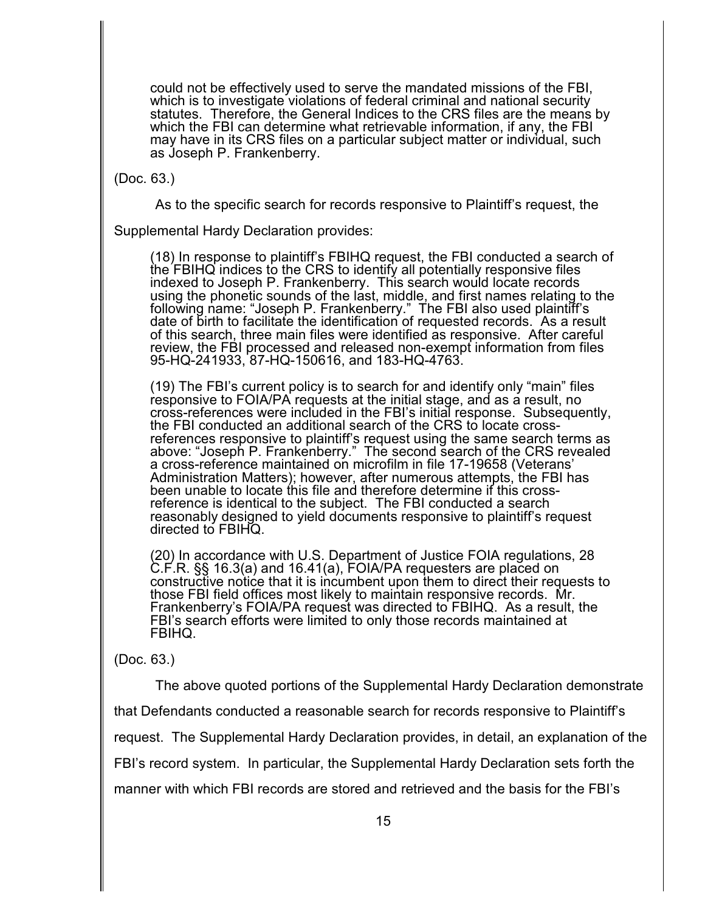> could not be effectively used to serve the mandated missions of the FBI, which is to investigate violations of federal criminal and national security statutes. Therefore, the General Indices to the CRS files are the means by which the FBI can determine what retrievable information, if any, the FBI may have in its CRS files on a particular subject matter or individual, such as Joseph P. Frankenberry.

(Doc. 63.)

As to the specific search for records responsive to Plaintiff's request, the Supplemental Hardy Declaration provides:

> (18) In response to plaintiff's FBIHQ request, the FBI conducted a search of the FBIHQ indices to the CRS to identify all potentially responsive files indexed to Joseph P. Frankenberry. This search would locate records using the phonetic sounds of the last, middle, and first names relating to the following name: "Joseph P. Frankenberry." The FBI also used plaintiff's date of birth to facilitate the identification of requested records. As a result of this search, three main files were identified as responsive. After careful review, the FBI processed and released non-exempt information from files 95-HQ-241933, 87-HQ-150616, and 183-HQ-4763.
>
> (19) The FBI's current policy is to search for and identify only "main" files responsive to FOIA/PA requests at the initial stage, and as a result, no cross-references were included in the FBI's initial response. Subsequently, the FBI conducted an additional search of the CRS to locate cross-references responsive to plaintiff's request using the same search terms as above: "Joseph P. Frankenberry." The second search of the CRS revealed a cross-reference maintained on microfilm in file 17-19658 (Veterans' Administration Matters); however, after numerous attempts, the FBI has been unable to locate this file and therefore determine if this cross-reference is identical to the subject. The FBI conducted a search reasonably designed to yield documents responsive to plaintiff's request directed to FBIHQ.
>
> (20) In accordance with U.S. Department of Justice FOIA regulations, 28 C.F.R. §§ 16.3(a) and 16.41(a), FOIA/PA requesters are placed on constructive notice that it is incumbent upon them to direct their requests to those FBI field offices most likely to maintain responsive records. Mr. Frankenberry's FOIA/PA request was directed to FBIHQ. As a result, the FBI's search efforts were limited to only those records maintained at FBIHQ.

(Doc. 63.)

The above quoted portions of the Supplemental Hardy Declaration demonstrate that Defendants conducted a reasonable search for records responsive to Plaintiff's request. The Supplemental Hardy Declaration provides, in detail, an explanation of the FBI's record system. In particular, the Supplemental Hardy Declaration sets forth the manner with which FBI records are stored and retrieved and the basis for the FBI's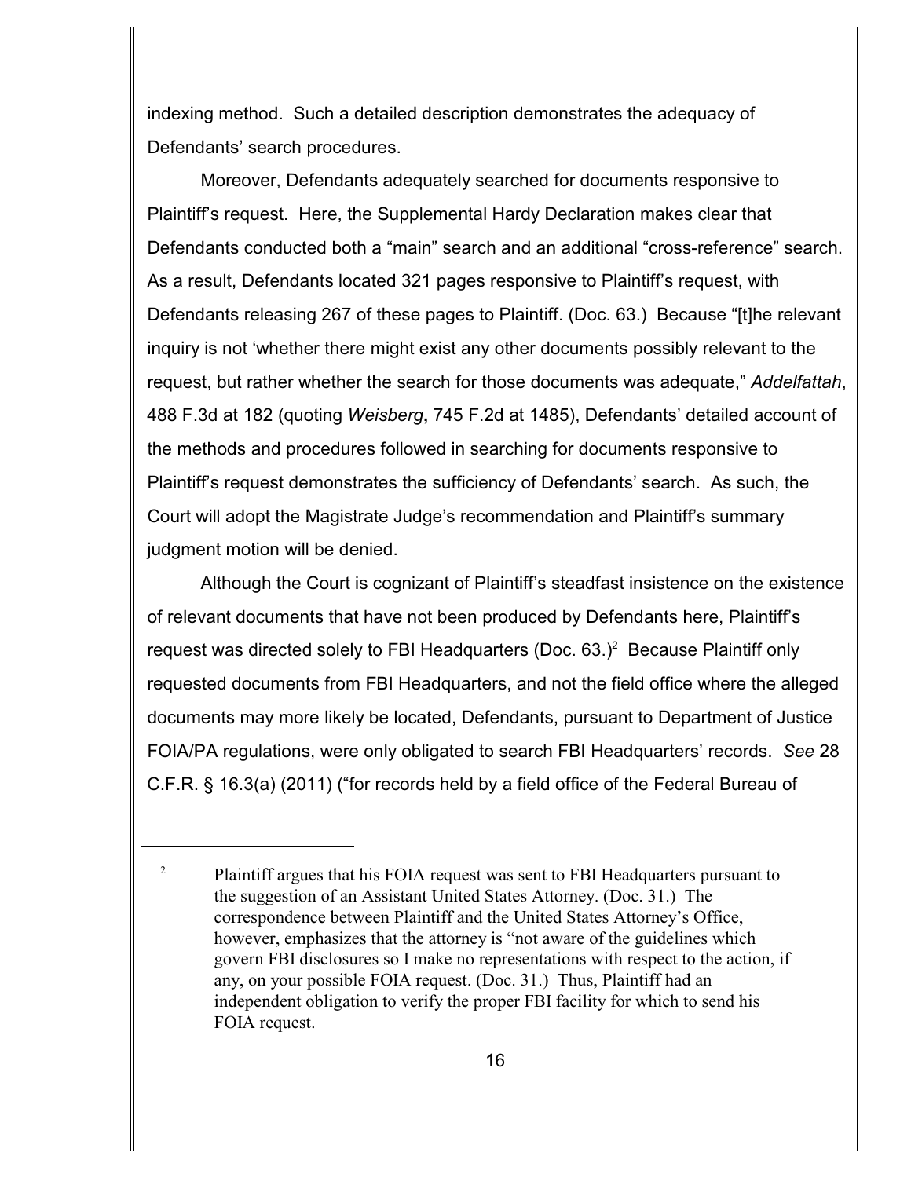indexing method. Such a detailed description demonstrates the adequacy of Defendants' search procedures.

Moreover, Defendants adequately searched for documents responsive to Plaintiff's request. Here, the Supplemental Hardy Declaration makes clear that Defendants conducted both a "main" search and an additional "cross-reference" search. As a result, Defendants located 321 pages responsive to Plaintiff's request, with Defendants releasing 267 of these pages to Plaintiff. (Doc. 63.) Because "[t]he relevant inquiry is not 'whether there might exist any other documents possibly relevant to the request, but rather whether the search for those documents was adequate," *Addelfattah*, 488 F.3d at 182 (quoting *Weisberg***,** 745 F.2d at 1485), Defendants' detailed account of the methods and procedures followed in searching for documents responsive to Plaintiff's request demonstrates the sufficiency of Defendants' search. As such, the Court will adopt the Magistrate Judge's recommendation and Plaintiff's summary judgment motion will be denied.

Although the Court is cognizant of Plaintiff's steadfast insistence on the existence of relevant documents that have not been produced by Defendants here, Plaintiff's request was directed solely to FBI Headquarters (Doc. 63.)[2] Because Plaintiff only requested documents from FBI Headquarters, and not the field office where the alleged documents may more likely be located, Defendants, pursuant to Department of Justice FOIA/PA regulations, were only obligated to search FBI Headquarters' records. *See* 28 C.F.R. § 16.3(a) (2011) ("for records held by a field office of the Federal Bureau of

---

[2] Plaintiff argues that his FOIA request was sent to FBI Headquarters pursuant to the suggestion of an Assistant United States Attorney. (Doc. 31.) The correspondence between Plaintiff and the United States Attorney's Office, however, emphasizes that the attorney is "not aware of the guidelines which govern FBI disclosures so I make no representations with respect to the action, if any, on your possible FOIA request. (Doc. 31.) Thus, Plaintiff had an independent obligation to verify the proper FBI facility for which to send his FOIA request.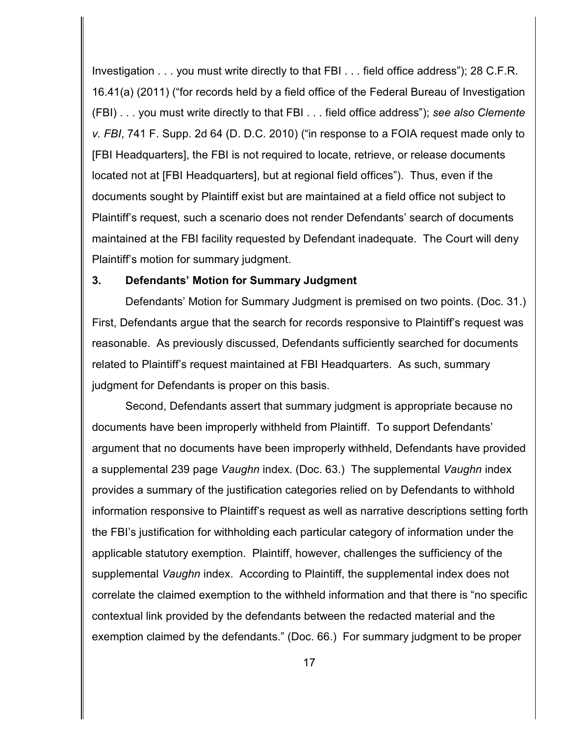Investigation . . . you must write directly to that FBI . . . field office address"); 28 C.F.R. 16.41(a) (2011) ("for records held by a field office of the Federal Bureau of Investigation (FBI) . . . you must write directly to that FBI . . . field office address"); *see also Clemente v. FBI*, 741 F. Supp. 2d 64 (D. D.C. 2010) ("in response to a FOIA request made only to [FBI Headquarters], the FBI is not required to locate, retrieve, or release documents located not at [FBI Headquarters], but at regional field offices"). Thus, even if the documents sought by Plaintiff exist but are maintained at a field office not subject to Plaintiff's request, such a scenario does not render Defendants' search of documents maintained at the FBI facility requested by Defendant inadequate. The Court will deny Plaintiff's motion for summary judgment.

### 3. Defendants' Motion for Summary Judgment

Defendants' Motion for Summary Judgment is premised on two points. (Doc. 31.) First, Defendants argue that the search for records responsive to Plaintiff's request was reasonable. As previously discussed, Defendants sufficiently searched for documents related to Plaintiff's request maintained at FBI Headquarters. As such, summary judgment for Defendants is proper on this basis.

Second, Defendants assert that summary judgment is appropriate because no documents have been improperly withheld from Plaintiff. To support Defendants' argument that no documents have been improperly withheld, Defendants have provided a supplemental 239 page *Vaughn* index. (Doc. 63.) The supplemental *Vaughn* index provides a summary of the justification categories relied on by Defendants to withhold information responsive to Plaintiff's request as well as narrative descriptions setting forth the FBI's justification for withholding each particular category of information under the applicable statutory exemption. Plaintiff, however, challenges the sufficiency of the supplemental *Vaughn* index. According to Plaintiff, the supplemental index does not correlate the claimed exemption to the withheld information and that there is "no specific contextual link provided by the defendants between the redacted material and the exemption claimed by the defendants." (Doc. 66.) For summary judgment to be proper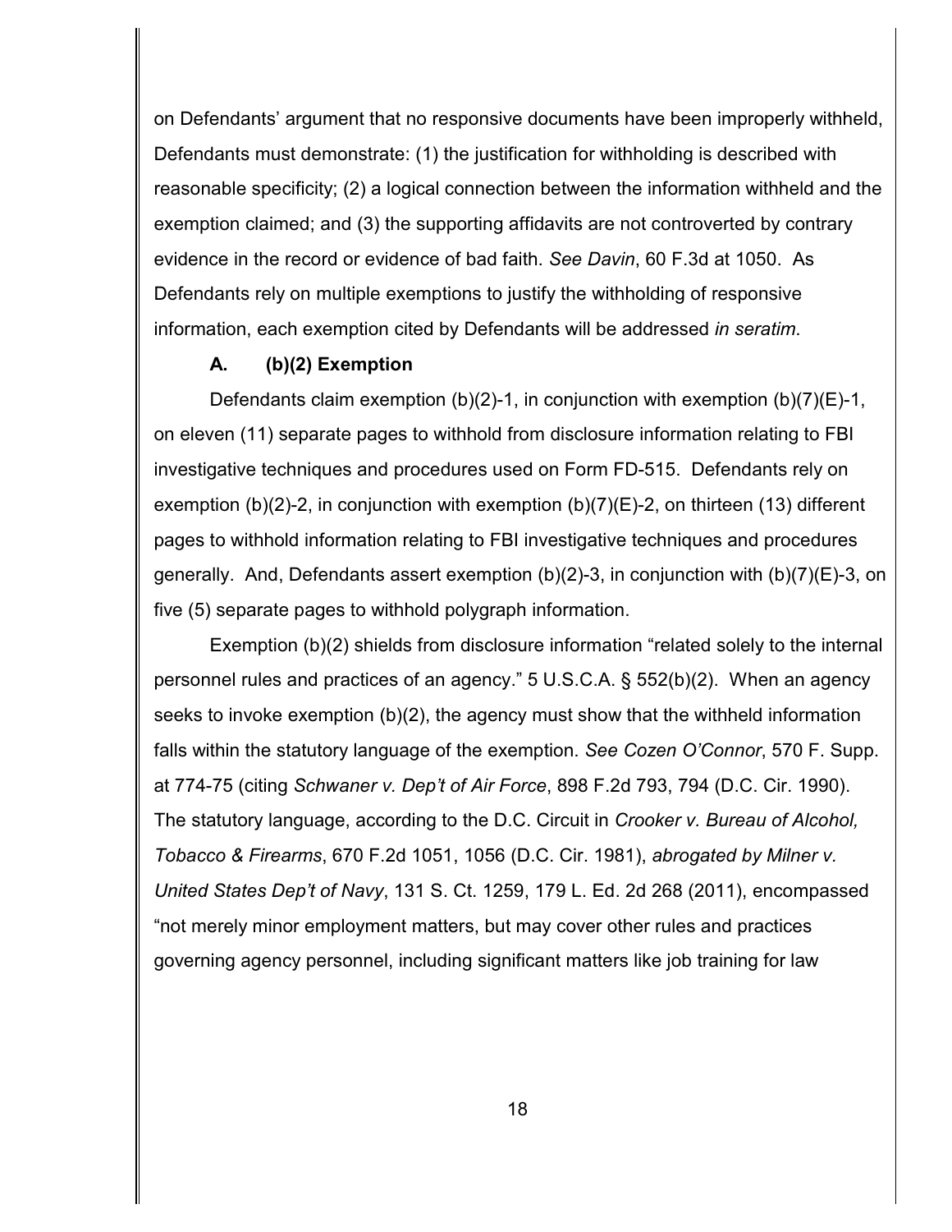on Defendants' argument that no responsive documents have been improperly withheld, Defendants must demonstrate: (1) the justification for withholding is described with reasonable specificity; (2) a logical connection between the information withheld and the exemption claimed; and (3) the supporting affidavits are not controverted by contrary evidence in the record or evidence of bad faith. *See Davin*, 60 F.3d at 1050. As Defendants rely on multiple exemptions to justify the withholding of responsive information, each exemption cited by Defendants will be addressed *in seratim*.

### A. (b)(2) Exemption

Defendants claim exemption (b)(2)-1, in conjunction with exemption (b)(7)(E)-1, on eleven (11) separate pages to withhold from disclosure information relating to FBI investigative techniques and procedures used on Form FD-515. Defendants rely on exemption (b)(2)-2, in conjunction with exemption (b)(7)(E)-2, on thirteen (13) different pages to withhold information relating to FBI investigative techniques and procedures generally. And, Defendants assert exemption (b)(2)-3, in conjunction with (b)(7)(E)-3, on five (5) separate pages to withhold polygraph information.

Exemption (b)(2) shields from disclosure information "related solely to the internal personnel rules and practices of an agency." 5 U.S.C.A. § 552(b)(2). When an agency seeks to invoke exemption (b)(2), the agency must show that the withheld information falls within the statutory language of the exemption. *See Cozen O'Connor*, 570 F. Supp. at 774-75 (citing *Schwaner v. Dep't of Air Force*, 898 F.2d 793, 794 (D.C. Cir. 1990). The statutory language, according to the D.C. Circuit in *Crooker v. Bureau of Alcohol, Tobacco & Firearms*, 670 F.2d 1051, 1056 (D.C. Cir. 1981), *abrogated by Milner v. United States Dep't of Navy*, 131 S. Ct. 1259, 179 L. Ed. 2d 268 (2011), encompassed "not merely minor employment matters, but may cover other rules and practices governing agency personnel, including significant matters like job training for law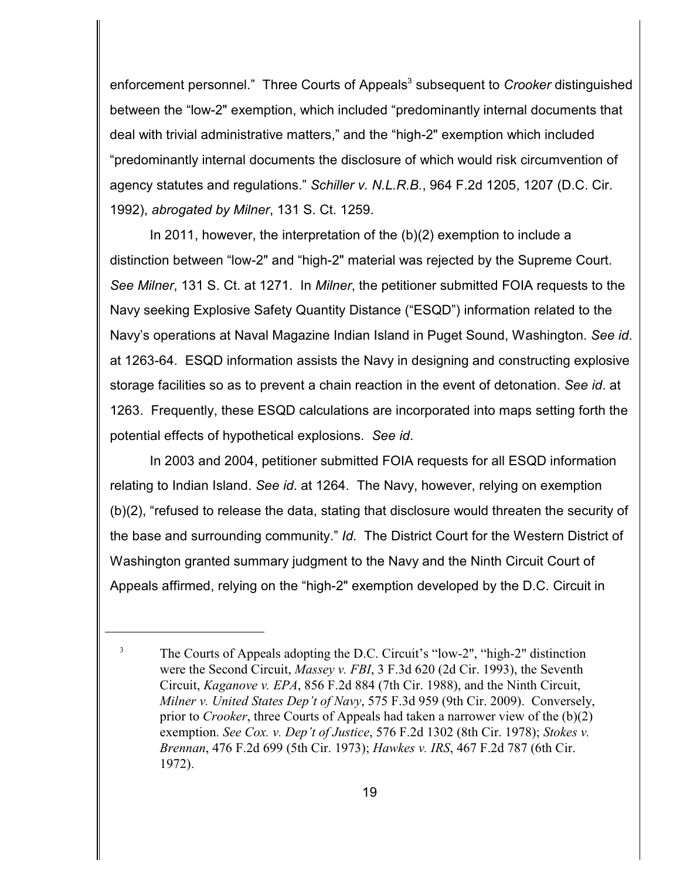enforcement personnel." Three Courts of Appeals[3] subsequent to *Crooker* distinguished between the "low-2" exemption, which included "predominantly internal documents that deal with trivial administrative matters," and the "high-2" exemption which included "predominantly internal documents the disclosure of which would risk circumvention of agency statutes and regulations." *Schiller v. N.L.R.B.*, 964 F.2d 1205, 1207 (D.C. Cir. 1992), *abrogated by Milner*, 131 S. Ct. 1259.

In 2011, however, the interpretation of the (b)(2) exemption to include a distinction between "low-2" and "high-2" material was rejected by the Supreme Court. *See Milner*, 131 S. Ct. at 1271. In *Milner*, the petitioner submitted FOIA requests to the Navy seeking Explosive Safety Quantity Distance ("ESQD") information related to the Navy's operations at Naval Magazine Indian Island in Puget Sound, Washington. *See id*. at 1263-64. ESQD information assists the Navy in designing and constructing explosive storage facilities so as to prevent a chain reaction in the event of detonation. *See id*. at 1263. Frequently, these ESQD calculations are incorporated into maps setting forth the potential effects of hypothetical explosions. *See id*.

In 2003 and 2004, petitioner submitted FOIA requests for all ESQD information relating to Indian Island. *See id*. at 1264. The Navy, however, relying on exemption (b)(2), "refused to release the data, stating that disclosure would threaten the security of the base and surrounding community." *Id*. The District Court for the Western District of Washington granted summary judgment to the Navy and the Ninth Circuit Court of Appeals affirmed, relying on the "high-2" exemption developed by the D.C. Circuit in

---

[3] The Courts of Appeals adopting the D.C. Circuit's "low-2", "high-2" distinction were the Second Circuit, *Massey v. FBI*, 3 F.3d 620 (2d Cir. 1993), the Seventh Circuit, *Kaganove v. EPA*, 856 F.2d 884 (7th Cir. 1988), and the Ninth Circuit, *Milner v. United States Dep't of Navy*, 575 F.3d 959 (9th Cir. 2009). Conversely, prior to *Crooker*, three Courts of Appeals had taken a narrower view of the (b)(2) exemption. *See Cox. v. Dep't of Justice*, 576 F.2d 1302 (8th Cir. 1978); *Stokes v. Brennan*, 476 F.2d 699 (5th Cir. 1973); *Hawkes v. IRS*, 467 F.2d 787 (6th Cir. 1972).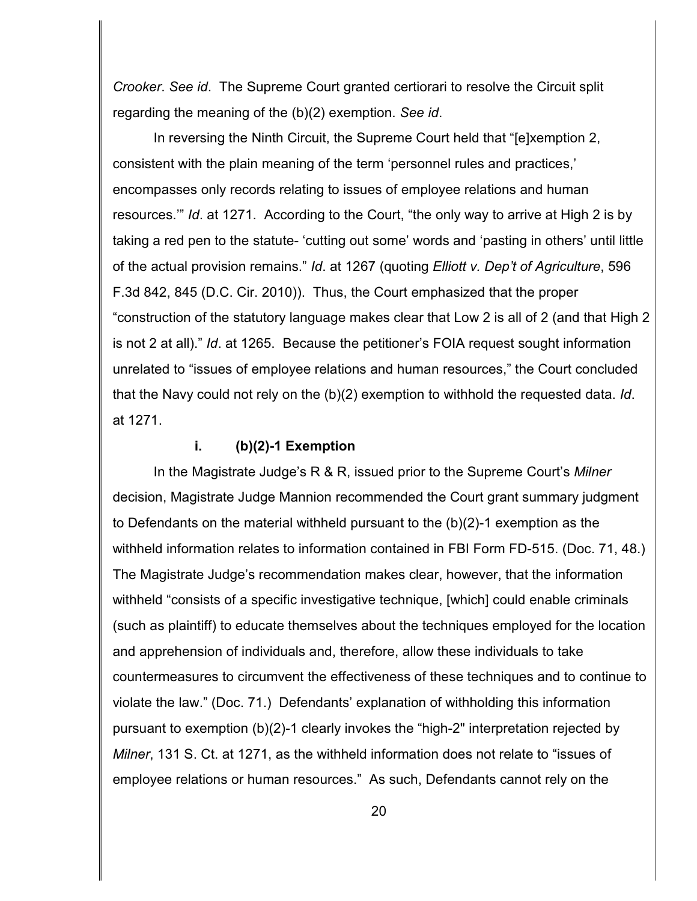*Crooker*. *See id*. The Supreme Court granted certiorari to resolve the Circuit split regarding the meaning of the (b)(2) exemption. *See id*.

In reversing the Ninth Circuit, the Supreme Court held that "[e]xemption 2, consistent with the plain meaning of the term 'personnel rules and practices,' encompasses only records relating to issues of employee relations and human resources.'" *Id*. at 1271. According to the Court, "the only way to arrive at High 2 is by taking a red pen to the statute- 'cutting out some' words and 'pasting in others' until little of the actual provision remains." *Id*. at 1267 (quoting *Elliott v. Dep't of Agriculture*, 596 F.3d 842, 845 (D.C. Cir. 2010)). Thus, the Court emphasized that the proper "construction of the statutory language makes clear that Low 2 is all of 2 (and that High 2 is not 2 at all)." *Id*. at 1265. Because the petitioner's FOIA request sought information unrelated to "issues of employee relations and human resources," the Court concluded that the Navy could not rely on the (b)(2) exemption to withhold the requested data. *Id*. at 1271.

**i. (b)(2)-1 Exemption**

In the Magistrate Judge's R & R, issued prior to the Supreme Court's *Milner* decision, Magistrate Judge Mannion recommended the Court grant summary judgment to Defendants on the material withheld pursuant to the (b)(2)-1 exemption as the withheld information relates to information contained in FBI Form FD-515. (Doc. 71, 48.) The Magistrate Judge's recommendation makes clear, however, that the information withheld "consists of a specific investigative technique, [which] could enable criminals (such as plaintiff) to educate themselves about the techniques employed for the location and apprehension of individuals and, therefore, allow these individuals to take countermeasures to circumvent the effectiveness of these techniques and to continue to violate the law." (Doc. 71.) Defendants' explanation of withholding this information pursuant to exemption (b)(2)-1 clearly invokes the "high-2" interpretation rejected by *Milner*, 131 S. Ct. at 1271, as the withheld information does not relate to "issues of employee relations or human resources." As such, Defendants cannot rely on the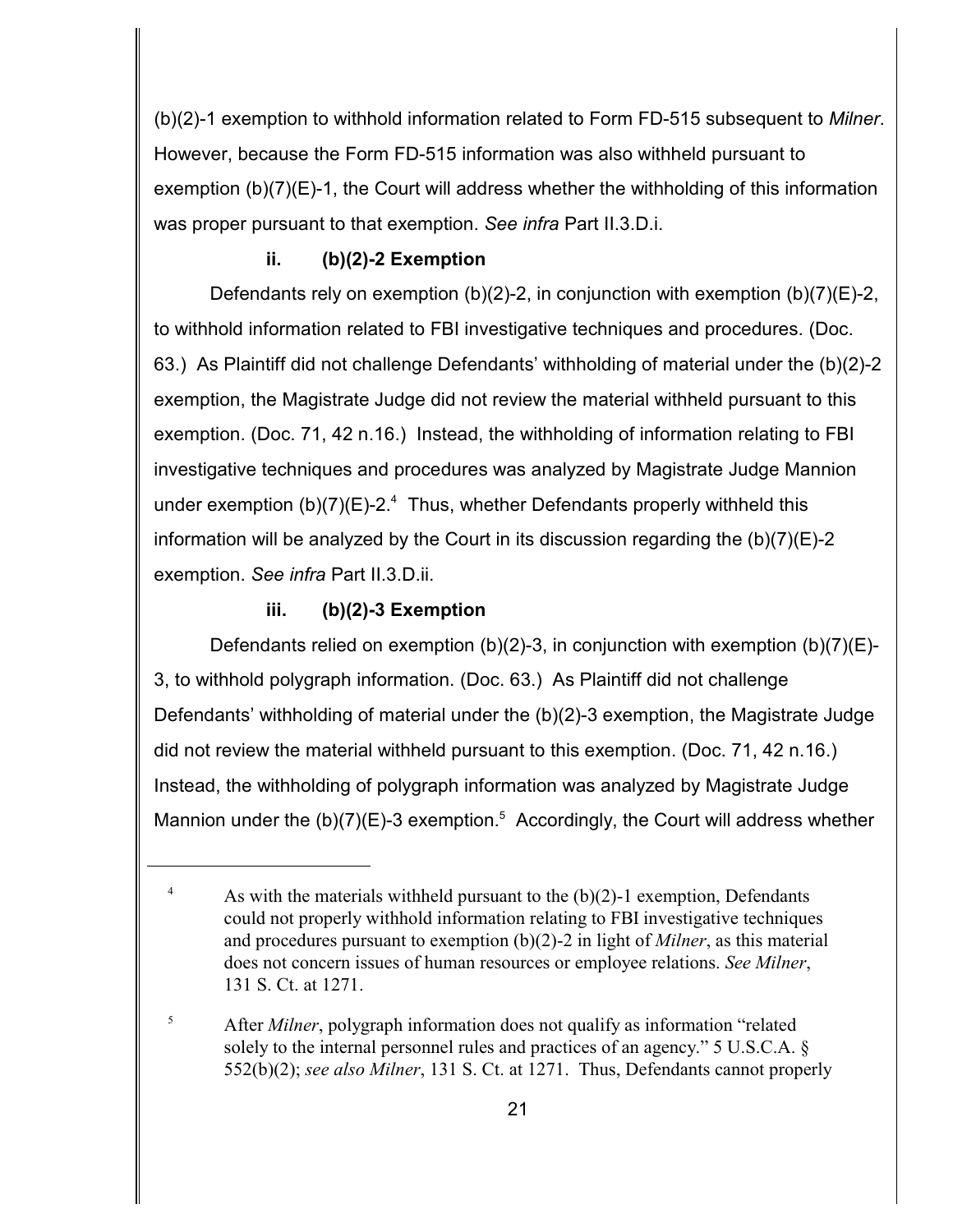(b)(2)-1 exemption to withhold information related to Form FD-515 subsequent to *Milner*. However, because the Form FD-515 information was also withheld pursuant to exemption (b)(7)(E)-1, the Court will address whether the withholding of this information was proper pursuant to that exemption. *See infra* Part II.3.D.i.

#### ii. (b)(2)-2 Exemption

Defendants rely on exemption (b)(2)-2, in conjunction with exemption (b)(7)(E)-2, to withhold information related to FBI investigative techniques and procedures. (Doc. 63.) As Plaintiff did not challenge Defendants' withholding of material under the (b)(2)-2 exemption, the Magistrate Judge did not review the material withheld pursuant to this exemption. (Doc. 71, 42 n.16.) Instead, the withholding of information relating to FBI investigative techniques and procedures was analyzed by Magistrate Judge Mannion under exemption (b)(7)(E)-2.[4] Thus, whether Defendants properly withheld this information will be analyzed by the Court in its discussion regarding the (b)(7)(E)-2 exemption. *See infra* Part II.3.D.ii.

#### iii. (b)(2)-3 Exemption

Defendants relied on exemption (b)(2)-3, in conjunction with exemption (b)(7)(E)-3, to withhold polygraph information. (Doc. 63.) As Plaintiff did not challenge Defendants' withholding of material under the (b)(2)-3 exemption, the Magistrate Judge did not review the material withheld pursuant to this exemption. (Doc. 71, 42 n.16.) Instead, the withholding of polygraph information was analyzed by Magistrate Judge Mannion under the (b)(7)(E)-3 exemption.[5] Accordingly, the Court will address whether

---

[4] As with the materials withheld pursuant to the (b)(2)-1 exemption, Defendants could not properly withhold information relating to FBI investigative techniques and procedures pursuant to exemption (b)(2)-2 in light of *Milner*, as this material does not concern issues of human resources or employee relations. *See Milner*, 131 S. Ct. at 1271.

[5] After *Milner*, polygraph information does not qualify as information "related solely to the internal personnel rules and practices of an agency." 5 U.S.C.A. § 552(b)(2); *see also Milner*, 131 S. Ct. at 1271. Thus, Defendants cannot properly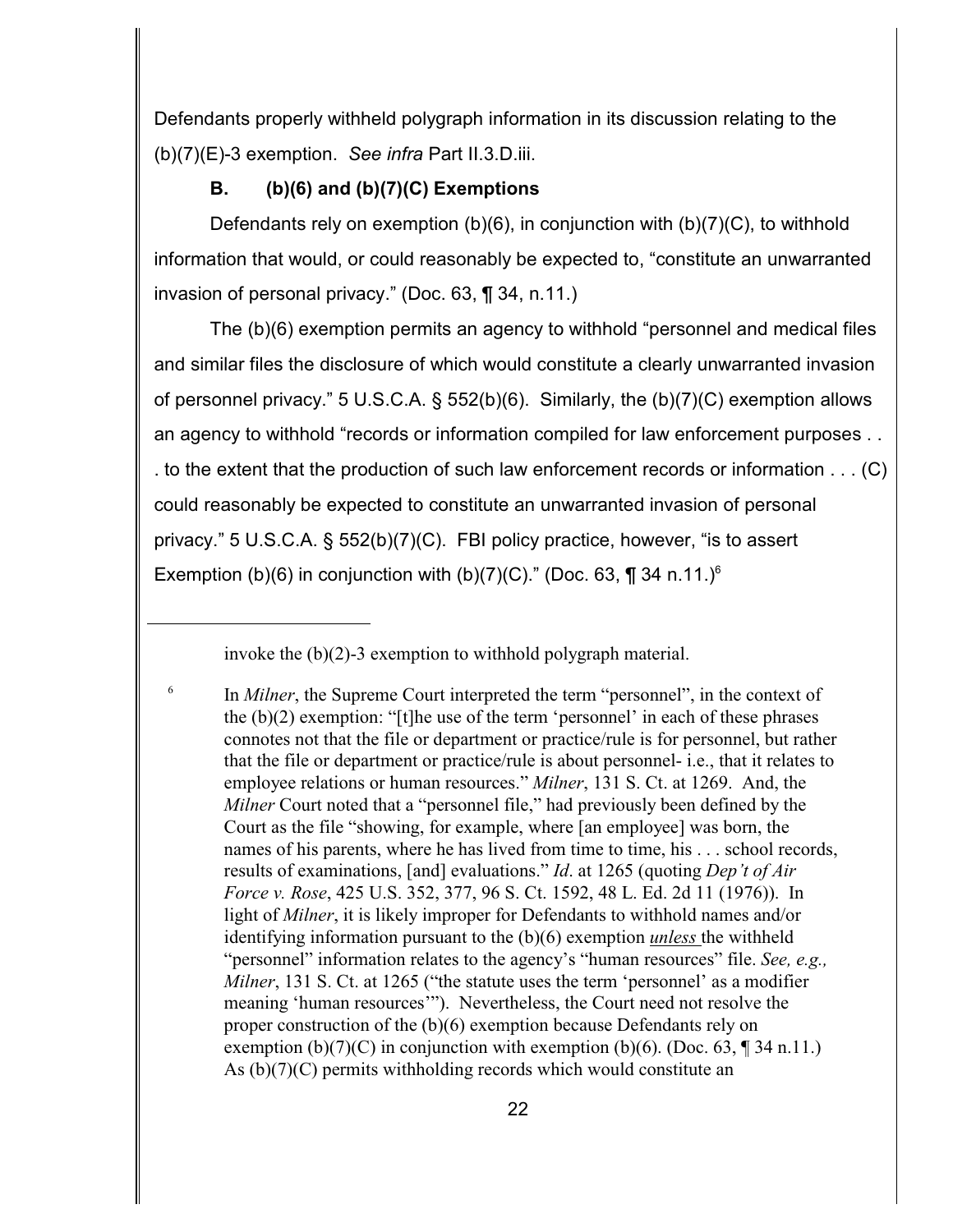Defendants properly withheld polygraph information in its discussion relating to the (b)(7)(E)-3 exemption. *See infra* Part II.3.D.iii.

**B. (b)(6) and (b)(7)(C) Exemptions**

Defendants rely on exemption (b)(6), in conjunction with (b)(7)(C), to withhold information that would, or could reasonably be expected to, "constitute an unwarranted invasion of personal privacy." (Doc. 63, ¶ 34, n.11.)

The (b)(6) exemption permits an agency to withhold "personnel and medical files and similar files the disclosure of which would constitute a clearly unwarranted invasion of personnel privacy." 5 U.S.C.A. § 552(b)(6). Similarly, the (b)(7)(C) exemption allows an agency to withhold "records or information compiled for law enforcement purposes . . . to the extent that the production of such law enforcement records or information . . . (C) could reasonably be expected to constitute an unwarranted invasion of personal privacy." 5 U.S.C.A. § 552(b)(7)(C). FBI policy practice, however, "is to assert Exemption (b)(6) in conjunction with (b)(7)(C)." (Doc. 63, ¶ 34 n.11.)[6]

---

invoke the (b)(2)-3 exemption to withhold polygraph material.

[6] In *Milner*, the Supreme Court interpreted the term "personnel", in the context of the (b)(2) exemption: "[t]he use of the term 'personnel' in each of these phrases connotes not that the file or department or practice/rule is for personnel, but rather that the file or department or practice/rule is about personnel- i.e., that it relates to employee relations or human resources." *Milner*, 131 S. Ct. at 1269. And, the *Milner* Court noted that a "personnel file," had previously been defined by the Court as the file "showing, for example, where [an employee] was born, the names of his parents, where he has lived from time to time, his . . . school records, results of examinations, [and] evaluations." *Id*. at 1265 (quoting *Dep't of Air Force v. Rose*, 425 U.S. 352, 377, 96 S. Ct. 1592, 48 L. Ed. 2d 11 (1976)). In light of *Milner*, it is likely improper for Defendants to withhold names and/or identifying information pursuant to the (b)(6) exemption ***unless*** the withheld "personnel" information relates to the agency's "human resources" file. *See, e.g., Milner*, 131 S. Ct. at 1265 ("the statute uses the term 'personnel' as a modifier meaning 'human resources'"). Nevertheless, the Court need not resolve the proper construction of the (b)(6) exemption because Defendants rely on exemption (b)(7)(C) in conjunction with exemption (b)(6). (Doc. 63, ¶ 34 n.11.) As (b)(7)(C) permits withholding records which would constitute an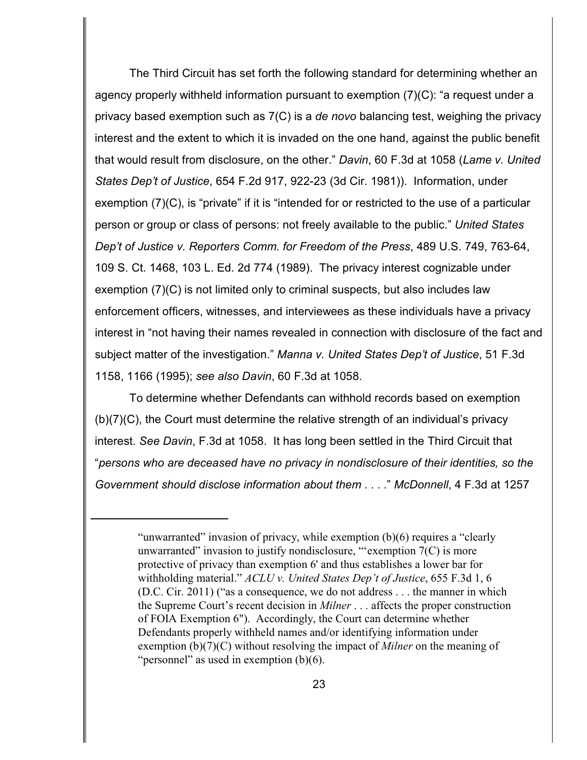The Third Circuit has set forth the following standard for determining whether an agency properly withheld information pursuant to exemption (7)(C): "a request under a privacy based exemption such as 7(C) is a *de novo* balancing test, weighing the privacy interest and the extent to which it is invaded on the one hand, against the public benefit that would result from disclosure, on the other." *Davin*, 60 F.3d at 1058 (*Lame v. United States Dep't of Justice*, 654 F.2d 917, 922-23 (3d Cir. 1981)). Information, under exemption (7)(C), is "private" if it is "intended for or restricted to the use of a particular person or group or class of persons: not freely available to the public." *United States Dep't of Justice v. Reporters Comm. for Freedom of the Press*, 489 U.S. 749, 763-64, 109 S. Ct. 1468, 103 L. Ed. 2d 774 (1989). The privacy interest cognizable under exemption (7)(C) is not limited only to criminal suspects, but also includes law enforcement officers, witnesses, and interviewees as these individuals have a privacy interest in "not having their names revealed in connection with disclosure of the fact and subject matter of the investigation." *Manna v. United States Dep't of Justice*, 51 F.3d 1158, 1166 (1995); *see also Davin*, 60 F.3d at 1058.

To determine whether Defendants can withhold records based on exemption (b)(7)(C), the Court must determine the relative strength of an individual's privacy interest. *See Davin*, F.3d at 1058. It has long been settled in the Third Circuit that "*persons who are deceased have no privacy in nondisclosure of their identities, so the Government should disclose information about them* . . . ." *McDonnell*, 4 F.3d at 1257

---

"unwarranted" invasion of privacy, while exemption (b)(6) requires a "clearly unwarranted" invasion to justify nondisclosure, "'exemption 7(C) is more protective of privacy than exemption 6' and thus establishes a lower bar for withholding material." *ACLU v. United States Dep't of Justice*, 655 F.3d 1, 6 (D.C. Cir. 2011) ("as a consequence, we do not address . . . the manner in which the Supreme Court's recent decision in *Milner* . . . affects the proper construction of FOIA Exemption 6"). Accordingly, the Court can determine whether Defendants properly withheld names and/or identifying information under exemption (b)(7)(C) without resolving the impact of *Milner* on the meaning of "personnel" as used in exemption (b)(6).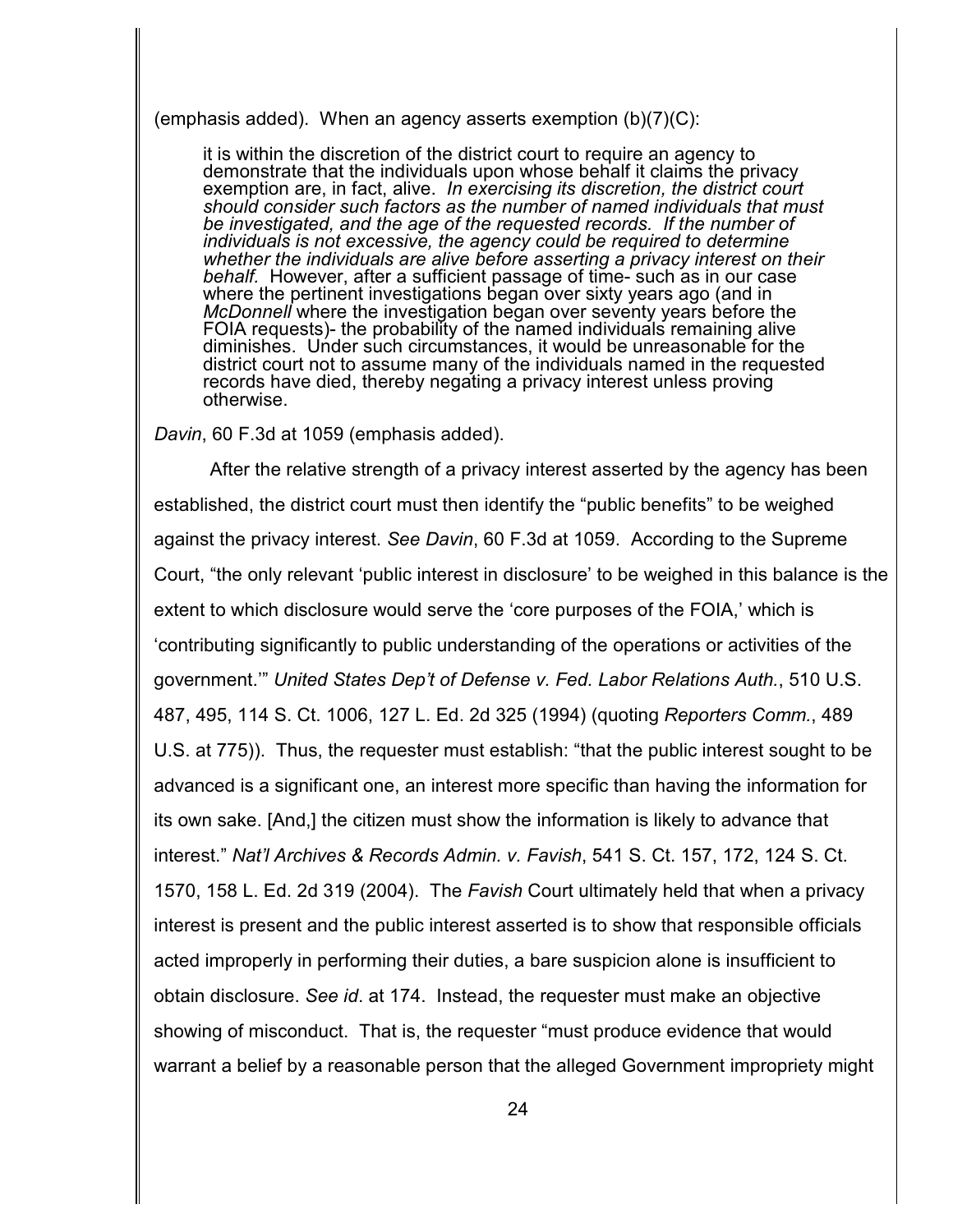(emphasis added). When an agency asserts exemption (b)(7)(C):

> it is within the discretion of the district court to require an agency to demonstrate that the individuals upon whose behalf it claims the privacy exemption are, in fact, alive. *In exercising its discretion, the district court should consider such factors as the number of named individuals that must be investigated, and the age of the requested records. If the number of individuals is not excessive, the agency could be required to determine whether the individuals are alive before asserting a privacy interest on their behalf.* However, after a sufficient passage of time- such as in our case where the pertinent investigations began over sixty years ago (and in *McDonnell* where the investigation began over seventy years before the FOIA requests)- the probability of the named individuals remaining alive diminishes. Under such circumstances, it would be unreasonable for the district court not to assume many of the individuals named in the requested records have died, thereby negating a privacy interest unless proving otherwise.

*Davin*, 60 F.3d at 1059 (emphasis added).

After the relative strength of a privacy interest asserted by the agency has been established, the district court must then identify the "public benefits" to be weighed against the privacy interest. *See Davin*, 60 F.3d at 1059. According to the Supreme Court, "the only relevant 'public interest in disclosure' to be weighed in this balance is the extent to which disclosure would serve the 'core purposes of the FOIA,' which is 'contributing significantly to public understanding of the operations or activities of the government.'" *United States Dep't of Defense v. Fed. Labor Relations Auth.*, 510 U.S. 487, 495, 114 S. Ct. 1006, 127 L. Ed. 2d 325 (1994) (quoting *Reporters Comm.*, 489 U.S. at 775)). Thus, the requester must establish: "that the public interest sought to be advanced is a significant one, an interest more specific than having the information for its own sake. [And,] the citizen must show the information is likely to advance that interest." *Nat'l Archives & Records Admin. v. Favish*, 541 S. Ct. 157, 172, 124 S. Ct. 1570, 158 L. Ed. 2d 319 (2004). The *Favish* Court ultimately held that when a privacy interest is present and the public interest asserted is to show that responsible officials acted improperly in performing their duties, a bare suspicion alone is insufficient to obtain disclosure. *See id*. at 174. Instead, the requester must make an objective showing of misconduct. That is, the requester "must produce evidence that would warrant a belief by a reasonable person that the alleged Government impropriety might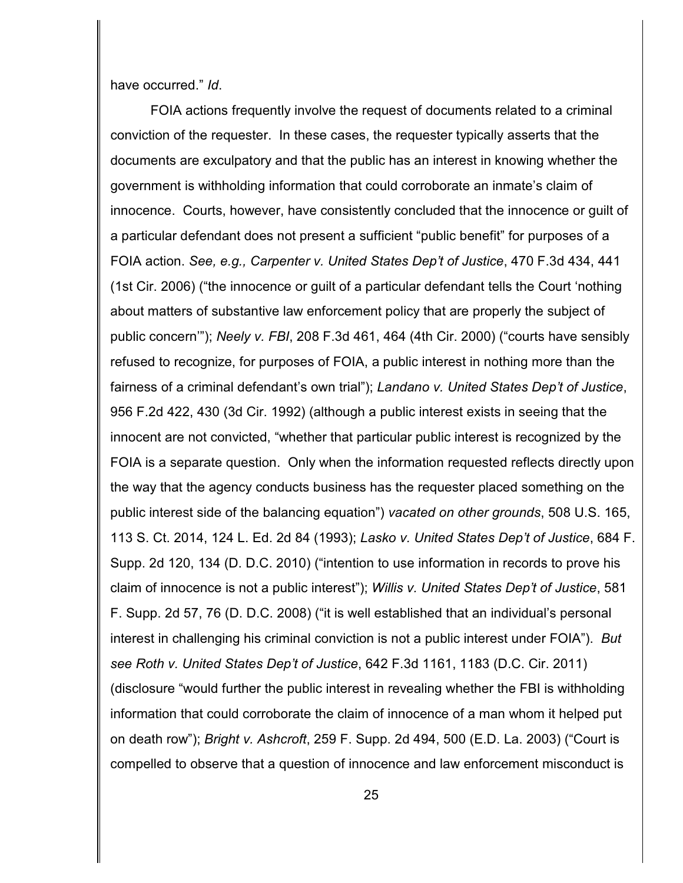have occurred." *Id*.

FOIA actions frequently involve the request of documents related to a criminal conviction of the requester. In these cases, the requester typically asserts that the documents are exculpatory and that the public has an interest in knowing whether the government is withholding information that could corroborate an inmate's claim of innocence. Courts, however, have consistently concluded that the innocence or guilt of a particular defendant does not present a sufficient "public benefit" for purposes of a FOIA action. *See, e.g., Carpenter v. United States Dep't of Justice*, 470 F.3d 434, 441 (1st Cir. 2006) ("the innocence or guilt of a particular defendant tells the Court 'nothing about matters of substantive law enforcement policy that are properly the subject of public concern'"); *Neely v. FBI*, 208 F.3d 461, 464 (4th Cir. 2000) ("courts have sensibly refused to recognize, for purposes of FOIA, a public interest in nothing more than the fairness of a criminal defendant's own trial"); *Landano v. United States Dep't of Justice*, 956 F.2d 422, 430 (3d Cir. 1992) (although a public interest exists in seeing that the innocent are not convicted, "whether that particular public interest is recognized by the FOIA is a separate question. Only when the information requested reflects directly upon the way that the agency conducts business has the requester placed something on the public interest side of the balancing equation") *vacated on other grounds*, 508 U.S. 165, 113 S. Ct. 2014, 124 L. Ed. 2d 84 (1993); *Lasko v. United States Dep't of Justice*, 684 F. Supp. 2d 120, 134 (D. D.C. 2010) ("intention to use information in records to prove his claim of innocence is not a public interest"); *Willis v. United States Dep't of Justice*, 581 F. Supp. 2d 57, 76 (D. D.C. 2008) ("it is well established that an individual's personal interest in challenging his criminal conviction is not a public interest under FOIA"). *But see Roth v. United States Dep't of Justice*, 642 F.3d 1161, 1183 (D.C. Cir. 2011) (disclosure "would further the public interest in revealing whether the FBI is withholding information that could corroborate the claim of innocence of a man whom it helped put on death row"); *Bright v. Ashcroft*, 259 F. Supp. 2d 494, 500 (E.D. La. 2003) ("Court is compelled to observe that a question of innocence and law enforcement misconduct is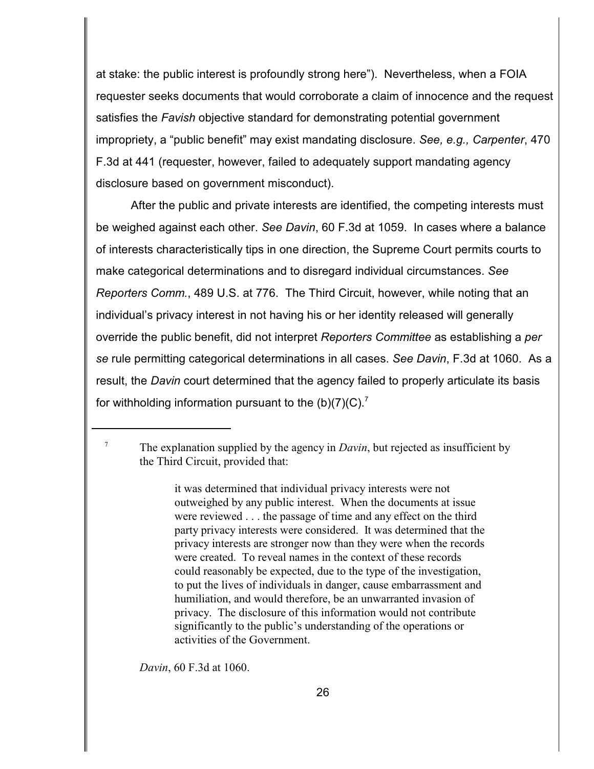at stake: the public interest is profoundly strong here"). Nevertheless, when a FOIA requester seeks documents that would corroborate a claim of innocence and the request satisfies the *Favish* objective standard for demonstrating potential government impropriety, a "public benefit" may exist mandating disclosure. *See, e.g., Carpenter*, 470 F.3d at 441 (requester, however, failed to adequately support mandating agency disclosure based on government misconduct).

After the public and private interests are identified, the competing interests must be weighed against each other. *See Davin*, 60 F.3d at 1059. In cases where a balance of interests characteristically tips in one direction, the Supreme Court permits courts to make categorical determinations and to disregard individual circumstances. *See Reporters Comm.*, 489 U.S. at 776. The Third Circuit, however, while noting that an individual's privacy interest in not having his or her identity released will generally override the public benefit, did not interpret *Reporters Committee* as establishing a *per se* rule permitting categorical determinations in all cases. *See Davin*, F.3d at 1060. As a result, the *Davin* court determined that the agency failed to properly articulate its basis for withholding information pursuant to the (b)(7)(C).[7]

---

[7] The explanation supplied by the agency in *Davin*, but rejected as insufficient by the Third Circuit, provided that:

> it was determined that individual privacy interests were not outweighed by any public interest. When the documents at issue were reviewed . . . the passage of time and any effect on the third party privacy interests were considered. It was determined that the privacy interests are stronger now than they were when the records were created. To reveal names in the context of these records could reasonably be expected, due to the type of the investigation, to put the lives of individuals in danger, cause embarrassment and humiliation, and would therefore, be an unwarranted invasion of privacy. The disclosure of this information would not contribute significantly to the public's understanding of the operations or activities of the Government.

*Davin*, 60 F.3d at 1060.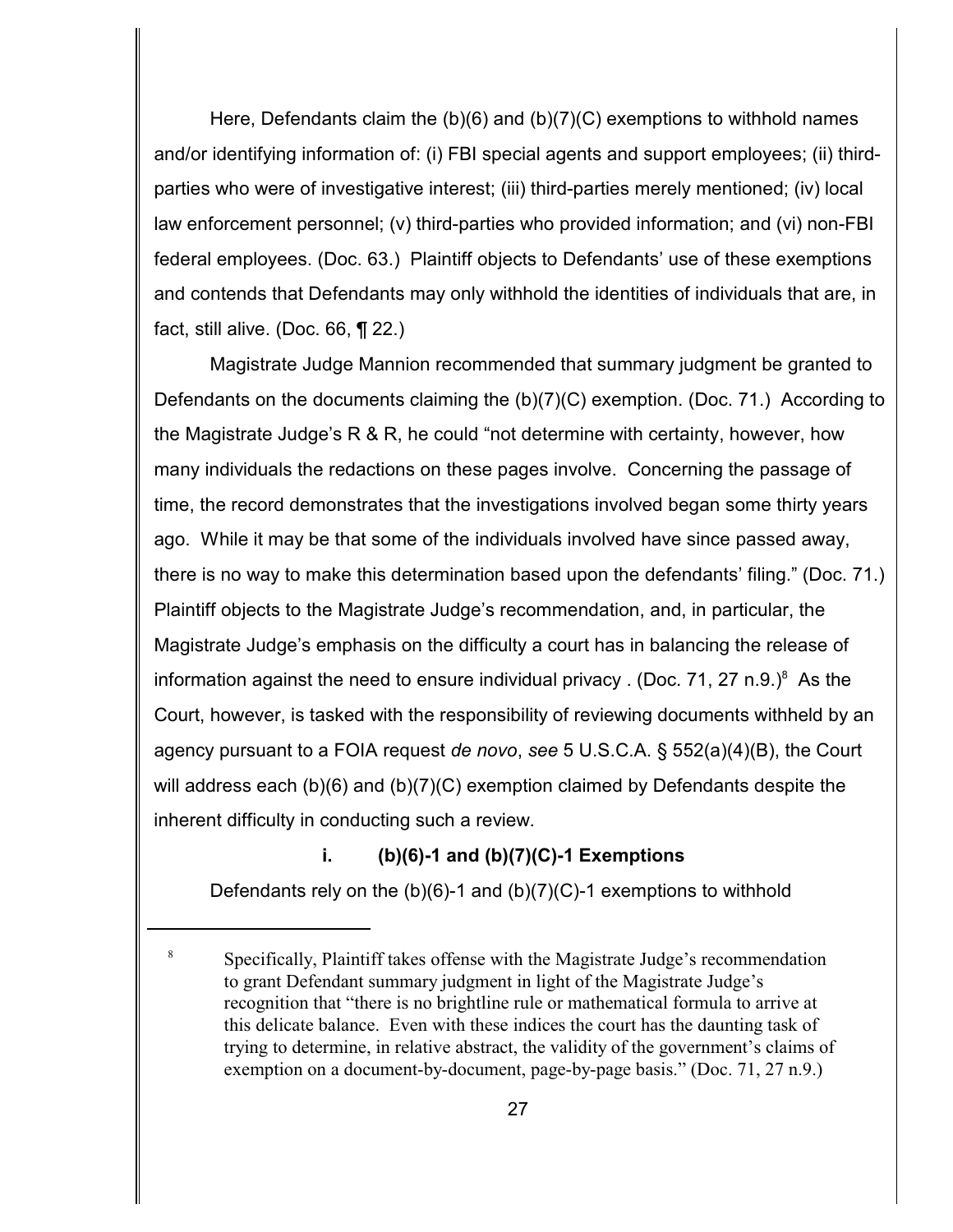Here, Defendants claim the (b)(6) and (b)(7)(C) exemptions to withhold names and/or identifying information of: (i) FBI special agents and support employees; (ii) third-parties who were of investigative interest; (iii) third-parties merely mentioned; (iv) local law enforcement personnel; (v) third-parties who provided information; and (vi) non-FBI federal employees. (Doc. 63.) Plaintiff objects to Defendants' use of these exemptions and contends that Defendants may only withhold the identities of individuals that are, in fact, still alive. (Doc. 66, ¶ 22.)

Magistrate Judge Mannion recommended that summary judgment be granted to Defendants on the documents claiming the (b)(7)(C) exemption. (Doc. 71.) According to the Magistrate Judge's R & R, he could "not determine with certainty, however, how many individuals the redactions on these pages involve. Concerning the passage of time, the record demonstrates that the investigations involved began some thirty years ago. While it may be that some of the individuals involved have since passed away, there is no way to make this determination based upon the defendants' filing." (Doc. 71.) Plaintiff objects to the Magistrate Judge's recommendation, and, in particular, the Magistrate Judge's emphasis on the difficulty a court has in balancing the release of information against the need to ensure individual privacy . (Doc. 71, 27 n.9.)[8] As the Court, however, is tasked with the responsibility of reviewing documents withheld by an agency pursuant to a FOIA request *de novo*, *see* 5 U.S.C.A. § 552(a)(4)(B), the Court will address each (b)(6) and (b)(7)(C) exemption claimed by Defendants despite the inherent difficulty in conducting such a review.

**i. (b)(6)-1 and (b)(7)(C)-1 Exemptions**

Defendants rely on the (b)(6)-1 and (b)(7)(C)-1 exemptions to withhold

---

[8] Specifically, Plaintiff takes offense with the Magistrate Judge's recommendation to grant Defendant summary judgment in light of the Magistrate Judge's recognition that "there is no brightline rule or mathematical formula to arrive at this delicate balance. Even with these indices the court has the daunting task of trying to determine, in relative abstract, the validity of the government's claims of exemption on a document-by-document, page-by-page basis." (Doc. 71, 27 n.9.)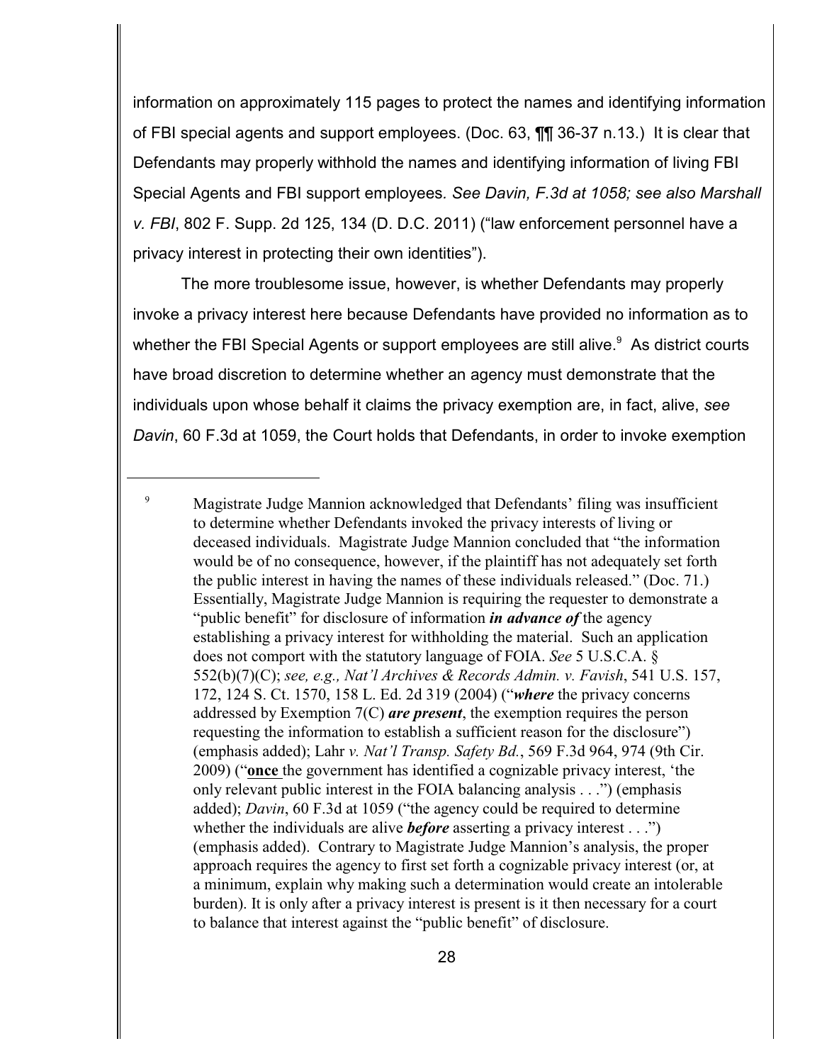information on approximately 115 pages to protect the names and identifying information of FBI special agents and support employees. (Doc. 63, ¶¶ 36-37 n.13.) It is clear that Defendants may properly withhold the names and identifying information of living FBI Special Agents and FBI support employees. *See Davin, F.3d at 1058; see also Marshall v. FBI*, 802 F. Supp. 2d 125, 134 (D. D.C. 2011) ("law enforcement personnel have a privacy interest in protecting their own identities").

The more troublesome issue, however, is whether Defendants may properly invoke a privacy interest here because Defendants have provided no information as to whether the FBI Special Agents or support employees are still alive.[9] As district courts have broad discretion to determine whether an agency must demonstrate that the individuals upon whose behalf it claims the privacy exemption are, in fact, alive, *see Davin*, 60 F.3d at 1059, the Court holds that Defendants, in order to invoke exemption

---

[9] Magistrate Judge Mannion acknowledged that Defendants' filing was insufficient to determine whether Defendants invoked the privacy interests of living or deceased individuals. Magistrate Judge Mannion concluded that "the information would be of no consequence, however, if the plaintiff has not adequately set forth the public interest in having the names of these individuals released." (Doc. 71.) Essentially, Magistrate Judge Mannion is requiring the requester to demonstrate a "public benefit" for disclosure of information ***in advance of*** the agency establishing a privacy interest for withholding the material. Such an application does not comport with the statutory language of FOIA. *See* 5 U.S.C.A. § 552(b)(7)(C); *see, e.g., Nat'l Archives & Records Admin. v. Favish*, 541 U.S. 157, 172, 124 S. Ct. 1570, 158 L. Ed. 2d 319 (2004) ("***where*** the privacy concerns addressed by Exemption 7(C) ***are present***, the exemption requires the person requesting the information to establish a sufficient reason for the disclosure") (emphasis added); Lahr *v. Nat'l Transp. Safety Bd.*, 569 F.3d 964, 974 (9th Cir. 2009) ("**once** the government has identified a cognizable privacy interest, 'the only relevant public interest in the FOIA balancing analysis . . .") (emphasis added); *Davin*, 60 F.3d at 1059 ("the agency could be required to determine whether the individuals are alive ***before*** asserting a privacy interest . . .") (emphasis added). Contrary to Magistrate Judge Mannion's analysis, the proper approach requires the agency to first set forth a cognizable privacy interest (or, at a minimum, explain why making such a determination would create an intolerable burden). It is only after a privacy interest is present is it then necessary for a court to balance that interest against the "public benefit" of disclosure.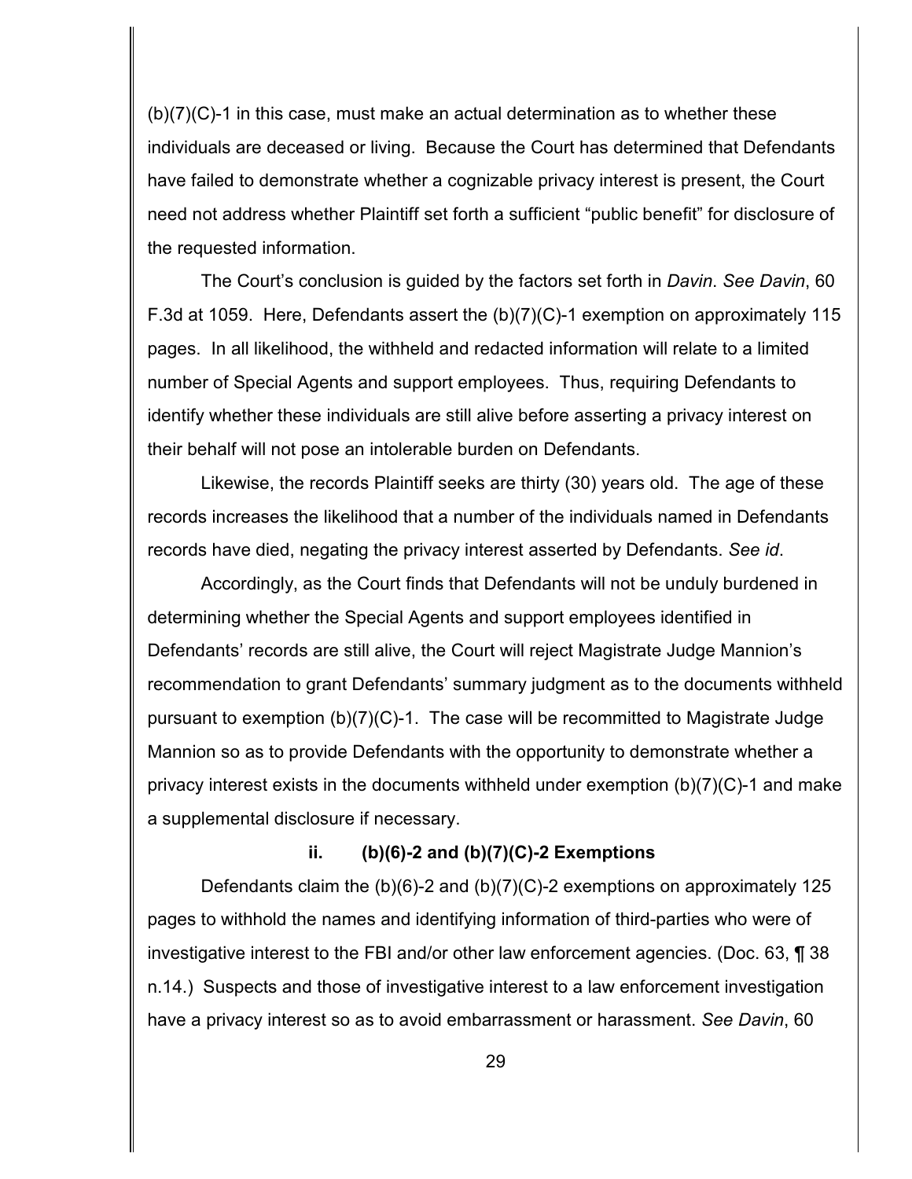(b)(7)(C)-1 in this case, must make an actual determination as to whether these individuals are deceased or living. Because the Court has determined that Defendants have failed to demonstrate whether a cognizable privacy interest is present, the Court need not address whether Plaintiff set forth a sufficient "public benefit" for disclosure of the requested information.

The Court's conclusion is guided by the factors set forth in *Davin*. *See Davin*, 60 F.3d at 1059. Here, Defendants assert the (b)(7)(C)-1 exemption on approximately 115 pages. In all likelihood, the withheld and redacted information will relate to a limited number of Special Agents and support employees. Thus, requiring Defendants to identify whether these individuals are still alive before asserting a privacy interest on their behalf will not pose an intolerable burden on Defendants.

Likewise, the records Plaintiff seeks are thirty (30) years old. The age of these records increases the likelihood that a number of the individuals named in Defendants records have died, negating the privacy interest asserted by Defendants. *See id*.

Accordingly, as the Court finds that Defendants will not be unduly burdened in determining whether the Special Agents and support employees identified in Defendants' records are still alive, the Court will reject Magistrate Judge Mannion's recommendation to grant Defendants' summary judgment as to the documents withheld pursuant to exemption (b)(7)(C)-1. The case will be recommitted to Magistrate Judge Mannion so as to provide Defendants with the opportunity to demonstrate whether a privacy interest exists in the documents withheld under exemption (b)(7)(C)-1 and make a supplemental disclosure if necessary.

**ii. (b)(6)-2 and (b)(7)(C)-2 Exemptions**

Defendants claim the (b)(6)-2 and (b)(7)(C)-2 exemptions on approximately 125 pages to withhold the names and identifying information of third-parties who were of investigative interest to the FBI and/or other law enforcement agencies. (Doc. 63, ¶ 38 n.14.) Suspects and those of investigative interest to a law enforcement investigation have a privacy interest so as to avoid embarrassment or harassment. *See Davin*, 60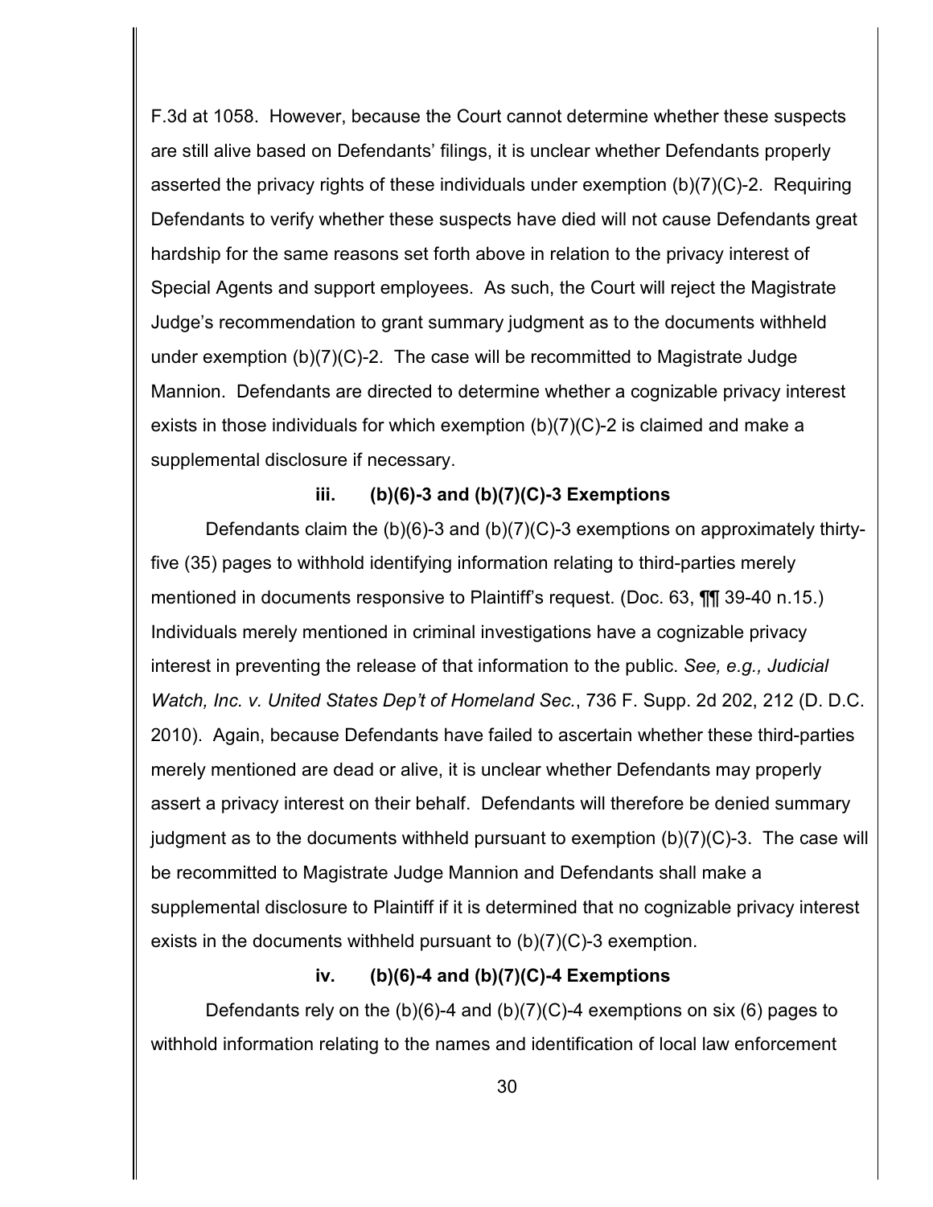F.3d at 1058. However, because the Court cannot determine whether these suspects are still alive based on Defendants' filings, it is unclear whether Defendants properly asserted the privacy rights of these individuals under exemption (b)(7)(C)-2. Requiring Defendants to verify whether these suspects have died will not cause Defendants great hardship for the same reasons set forth above in relation to the privacy interest of Special Agents and support employees. As such, the Court will reject the Magistrate Judge's recommendation to grant summary judgment as to the documents withheld under exemption (b)(7)(C)-2. The case will be recommitted to Magistrate Judge Mannion. Defendants are directed to determine whether a cognizable privacy interest exists in those individuals for which exemption (b)(7)(C)-2 is claimed and make a supplemental disclosure if necessary.

### iii. (b)(6)-3 and (b)(7)(C)-3 Exemptions

Defendants claim the (b)(6)-3 and (b)(7)(C)-3 exemptions on approximately thirty-five (35) pages to withhold identifying information relating to third-parties merely mentioned in documents responsive to Plaintiff's request. (Doc. 63, ¶¶ 39-40 n.15.) Individuals merely mentioned in criminal investigations have a cognizable privacy interest in preventing the release of that information to the public. *See, e.g., Judicial Watch, Inc. v. United States Dep't of Homeland Sec.*, 736 F. Supp. 2d 202, 212 (D. D.C. 2010). Again, because Defendants have failed to ascertain whether these third-parties merely mentioned are dead or alive, it is unclear whether Defendants may properly assert a privacy interest on their behalf. Defendants will therefore be denied summary judgment as to the documents withheld pursuant to exemption (b)(7)(C)-3. The case will be recommitted to Magistrate Judge Mannion and Defendants shall make a supplemental disclosure to Plaintiff if it is determined that no cognizable privacy interest exists in the documents withheld pursuant to (b)(7)(C)-3 exemption.

### iv. (b)(6)-4 and (b)(7)(C)-4 Exemptions

Defendants rely on the (b)(6)-4 and (b)(7)(C)-4 exemptions on six (6) pages to withhold information relating to the names and identification of local law enforcement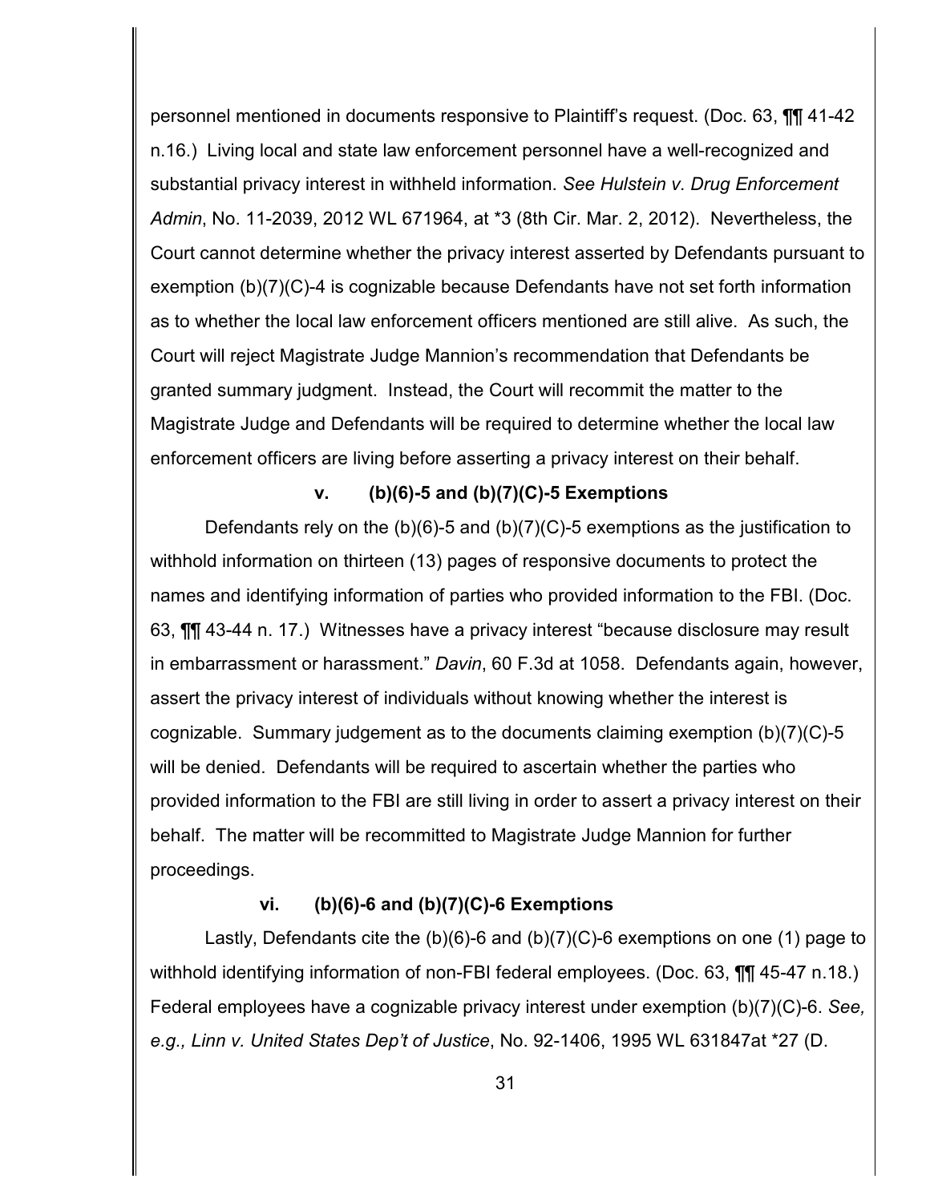personnel mentioned in documents responsive to Plaintiff's request. (Doc. 63, ¶¶ 41-42 n.16.) Living local and state law enforcement personnel have a well-recognized and substantial privacy interest in withheld information. *See Hulstein v. Drug Enforcement Admin*, No. 11-2039, 2012 WL 671964, at *3 (8th Cir. Mar. 2, 2012). Nevertheless, the Court cannot determine whether the privacy interest asserted by Defendants pursuant to exemption (b)(7)(C)-4 is cognizable because Defendants have not set forth information as to whether the local law enforcement officers mentioned are still alive. As such, the Court will reject Magistrate Judge Mannion's recommendation that Defendants be granted summary judgment. Instead, the Court will recommit the matter to the Magistrate Judge and Defendants will be required to determine whether the local law enforcement officers are living before asserting a privacy interest on their behalf.

**v. (b)(6)-5 and (b)(7)(C)-5 Exemptions**

Defendants rely on the (b)(6)-5 and (b)(7)(C)-5 exemptions as the justification to withhold information on thirteen (13) pages of responsive documents to protect the names and identifying information of parties who provided information to the FBI. (Doc. 63, ¶¶ 43-44 n. 17.) Witnesses have a privacy interest "because disclosure may result in embarrassment or harassment." *Davin*, 60 F.3d at 1058. Defendants again, however, assert the privacy interest of individuals without knowing whether the interest is cognizable. Summary judgement as to the documents claiming exemption (b)(7)(C)-5 will be denied. Defendants will be required to ascertain whether the parties who provided information to the FBI are still living in order to assert a privacy interest on their behalf. The matter will be recommitted to Magistrate Judge Mannion for further proceedings.

**vi. (b)(6)-6 and (b)(7)(C)-6 Exemptions**

Lastly, Defendants cite the (b)(6)-6 and (b)(7)(C)-6 exemptions on one (1) page to withhold identifying information of non-FBI federal employees. (Doc. 63, ¶¶ 45-47 n.18.) Federal employees have a cognizable privacy interest under exemption (b)(7)(C)-6. *See, e.g., Linn v. United States Dep't of Justice*, No. 92-1406, 1995 WL 631847at *27 (D.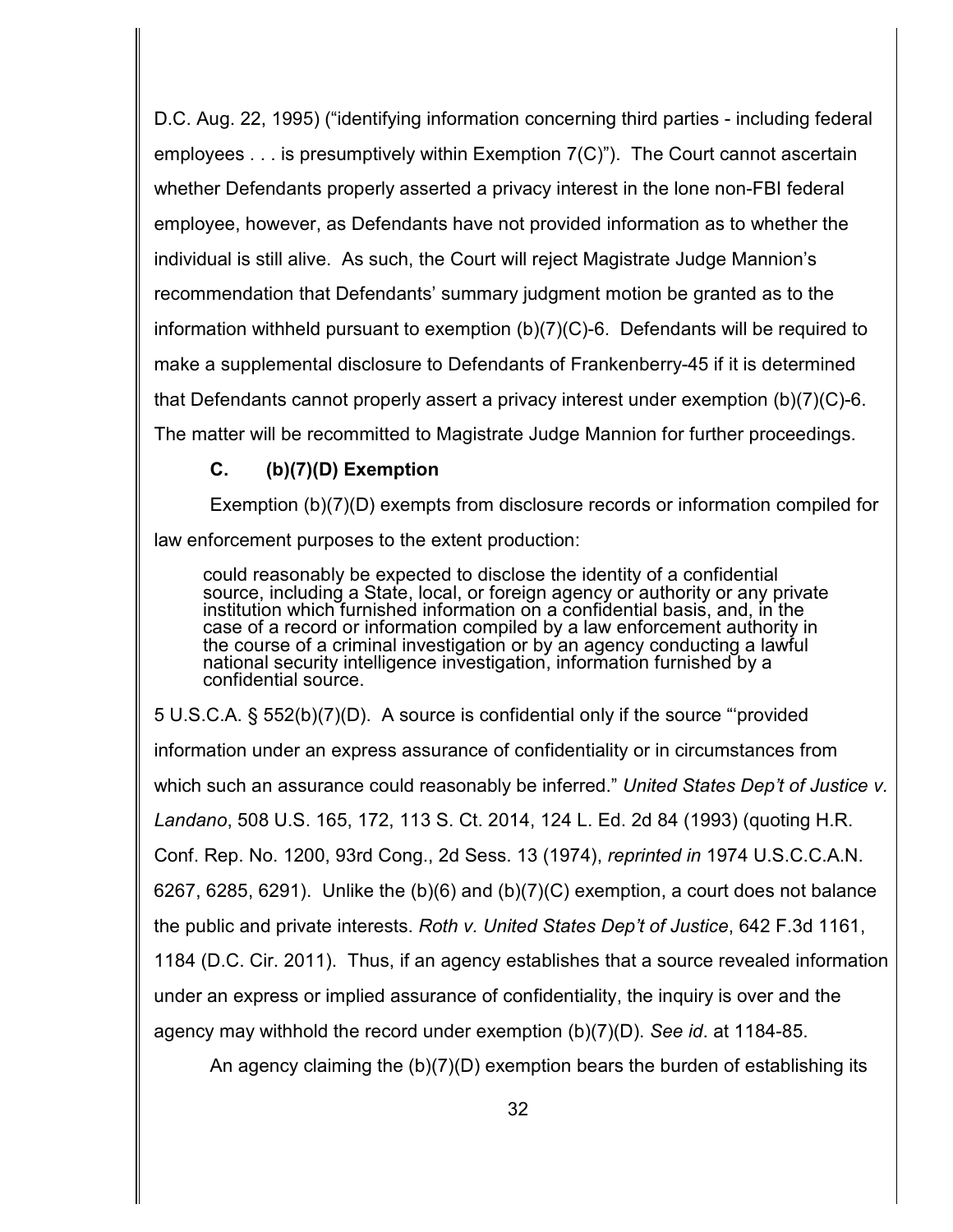D.C. Aug. 22, 1995) ("identifying information concerning third parties - including federal employees . . . is presumptively within Exemption 7(C)"). The Court cannot ascertain whether Defendants properly asserted a privacy interest in the lone non-FBI federal employee, however, as Defendants have not provided information as to whether the individual is still alive. As such, the Court will reject Magistrate Judge Mannion's recommendation that Defendants' summary judgment motion be granted as to the information withheld pursuant to exemption (b)(7)(C)-6. Defendants will be required to make a supplemental disclosure to Defendants of Frankenberry-45 if it is determined that Defendants cannot properly assert a privacy interest under exemption (b)(7)(C)-6. The matter will be recommitted to Magistrate Judge Mannion for further proceedings.

### C. (b)(7)(D) Exemption

Exemption (b)(7)(D) exempts from disclosure records or information compiled for law enforcement purposes to the extent production:

> could reasonably be expected to disclose the identity of a confidential source, including a State, local, or foreign agency or authority or any private institution which furnished information on a confidential basis, and, in the case of a record or information compiled by a law enforcement authority in the course of a criminal investigation or by an agency conducting a lawful national security intelligence investigation, information furnished by a confidential source.

5 U.S.C.A. § 552(b)(7)(D). A source is confidential only if the source "'provided information under an express assurance of confidentiality or in circumstances from which such an assurance could reasonably be inferred." *United States Dep't of Justice v. Landano*, 508 U.S. 165, 172, 113 S. Ct. 2014, 124 L. Ed. 2d 84 (1993) (quoting H.R. Conf. Rep. No. 1200, 93rd Cong., 2d Sess. 13 (1974), *reprinted in* 1974 U.S.C.C.A.N. 6267, 6285, 6291). Unlike the (b)(6) and (b)(7)(C) exemption, a court does not balance the public and private interests. *Roth v. United States Dep't of Justice*, 642 F.3d 1161, 1184 (D.C. Cir. 2011). Thus, if an agency establishes that a source revealed information under an express or implied assurance of confidentiality, the inquiry is over and the agency may withhold the record under exemption (b)(7)(D). *See id*. at 1184-85.

An agency claiming the (b)(7)(D) exemption bears the burden of establishing its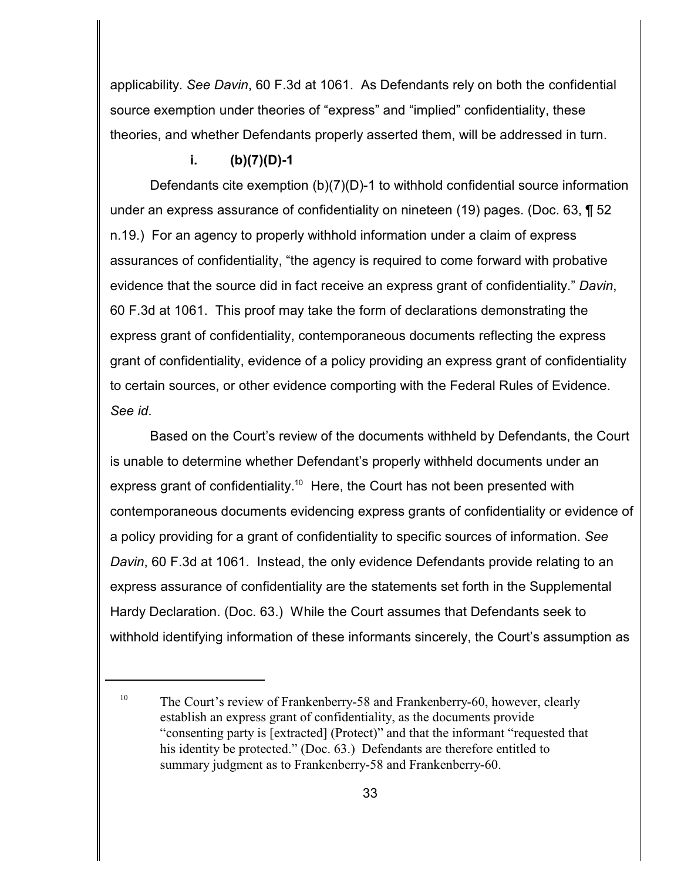applicability. *See Davin*, 60 F.3d at 1061. As Defendants rely on both the confidential source exemption under theories of "express" and "implied" confidentiality, these theories, and whether Defendants properly asserted them, will be addressed in turn.

**i. (b)(7)(D)-1**

Defendants cite exemption (b)(7)(D)-1 to withhold confidential source information under an express assurance of confidentiality on nineteen (19) pages. (Doc. 63, ¶ 52 n.19.) For an agency to properly withhold information under a claim of express assurances of confidentiality, "the agency is required to come forward with probative evidence that the source did in fact receive an express grant of confidentiality." *Davin*, 60 F.3d at 1061. This proof may take the form of declarations demonstrating the express grant of confidentiality, contemporaneous documents reflecting the express grant of confidentiality, evidence of a policy providing an express grant of confidentiality to certain sources, or other evidence comporting with the Federal Rules of Evidence. *See id*.

Based on the Court's review of the documents withheld by Defendants, the Court is unable to determine whether Defendant's properly withheld documents under an express grant of confidentiality.[10] Here, the Court has not been presented with contemporaneous documents evidencing express grants of confidentiality or evidence of a policy providing for a grant of confidentiality to specific sources of information. *See Davin*, 60 F.3d at 1061. Instead, the only evidence Defendants provide relating to an express assurance of confidentiality are the statements set forth in the Supplemental Hardy Declaration. (Doc. 63.) While the Court assumes that Defendants seek to withhold identifying information of these informants sincerely, the Court's assumption as

---

[10] The Court's review of Frankenberry-58 and Frankenberry-60, however, clearly establish an express grant of confidentiality, as the documents provide "consenting party is [extracted] (Protect)" and that the informant "requested that his identity be protected." (Doc. 63.) Defendants are therefore entitled to summary judgment as to Frankenberry-58 and Frankenberry-60.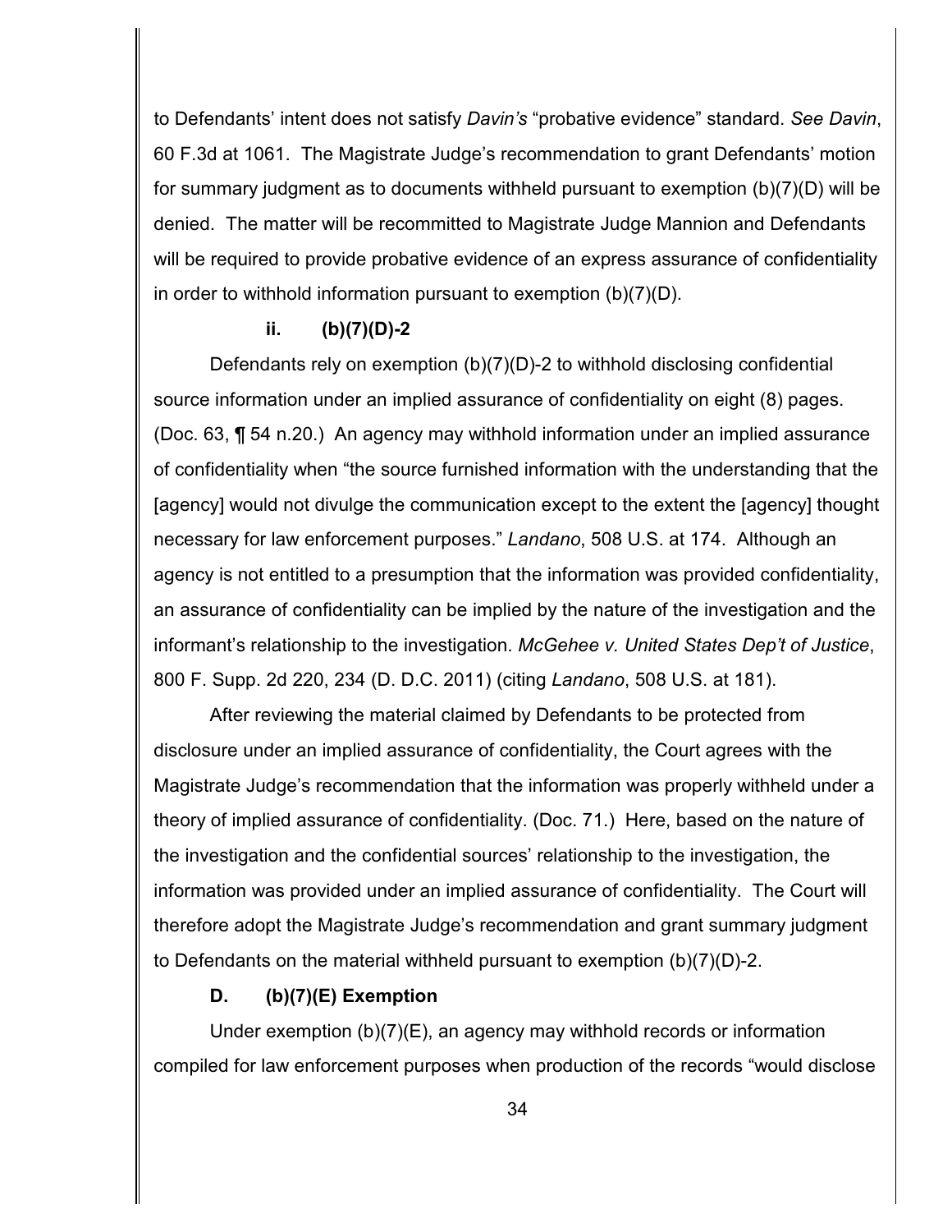to Defendants' intent does not satisfy *Davin's* "probative evidence" standard. *See Davin*, 60 F.3d at 1061. The Magistrate Judge's recommendation to grant Defendants' motion for summary judgment as to documents withheld pursuant to exemption (b)(7)(D) will be denied. The matter will be recommitted to Magistrate Judge Mannion and Defendants will be required to provide probative evidence of an express assurance of confidentiality in order to withhold information pursuant to exemption (b)(7)(D).

#### ii. (b)(7)(D)-2

Defendants rely on exemption (b)(7)(D)-2 to withhold disclosing confidential source information under an implied assurance of confidentiality on eight (8) pages. (Doc. 63, ¶ 54 n.20.) An agency may withhold information under an implied assurance of confidentiality when "the source furnished information with the understanding that the [agency] would not divulge the communication except to the extent the [agency] thought necessary for law enforcement purposes." *Landano*, 508 U.S. at 174. Although an agency is not entitled to a presumption that the information was provided confidentiality, an assurance of confidentiality can be implied by the nature of the investigation and the informant's relationship to the investigation. *McGehee v. United States Dep't of Justice*, 800 F. Supp. 2d 220, 234 (D. D.C. 2011) (citing *Landano*, 508 U.S. at 181).

After reviewing the material claimed by Defendants to be protected from disclosure under an implied assurance of confidentiality, the Court agrees with the Magistrate Judge's recommendation that the information was properly withheld under a theory of implied assurance of confidentiality. (Doc. 71.) Here, based on the nature of the investigation and the confidential sources' relationship to the investigation, the information was provided under an implied assurance of confidentiality. The Court will therefore adopt the Magistrate Judge's recommendation and grant summary judgment to Defendants on the material withheld pursuant to exemption (b)(7)(D)-2.

### D. (b)(7)(E) Exemption

Under exemption (b)(7)(E), an agency may withhold records or information compiled for law enforcement purposes when production of the records "would disclose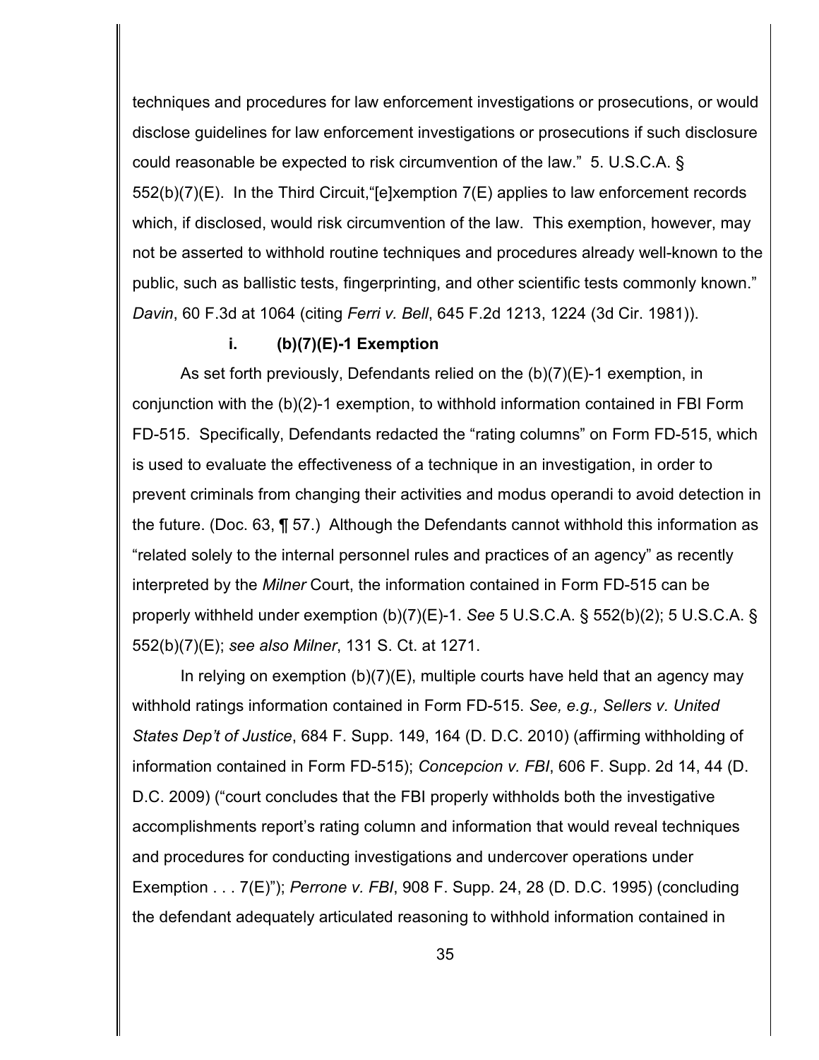techniques and procedures for law enforcement investigations or prosecutions, or would disclose guidelines for law enforcement investigations or prosecutions if such disclosure could reasonable be expected to risk circumvention of the law." 5. U.S.C.A. § 552(b)(7)(E). In the Third Circuit,"[e]xemption 7(E) applies to law enforcement records which, if disclosed, would risk circumvention of the law. This exemption, however, may not be asserted to withhold routine techniques and procedures already well-known to the public, such as ballistic tests, fingerprinting, and other scientific tests commonly known." *Davin*, 60 F.3d at 1064 (citing *Ferri v. Bell*, 645 F.2d 1213, 1224 (3d Cir. 1981)).

**i. (b)(7)(E)-1 Exemption**

As set forth previously, Defendants relied on the (b)(7)(E)-1 exemption, in conjunction with the (b)(2)-1 exemption, to withhold information contained in FBI Form FD-515. Specifically, Defendants redacted the "rating columns" on Form FD-515, which is used to evaluate the effectiveness of a technique in an investigation, in order to prevent criminals from changing their activities and modus operandi to avoid detection in the future. (Doc. 63, ¶ 57.) Although the Defendants cannot withhold this information as "related solely to the internal personnel rules and practices of an agency" as recently interpreted by the *Milner* Court, the information contained in Form FD-515 can be properly withheld under exemption (b)(7)(E)-1. *See* 5 U.S.C.A. § 552(b)(2); 5 U.S.C.A. § 552(b)(7)(E); *see also Milner*, 131 S. Ct. at 1271.

In relying on exemption (b)(7)(E), multiple courts have held that an agency may withhold ratings information contained in Form FD-515. *See, e.g., Sellers v. United States Dep't of Justice*, 684 F. Supp. 149, 164 (D. D.C. 2010) (affirming withholding of information contained in Form FD-515); *Concepcion v. FBI*, 606 F. Supp. 2d 14, 44 (D. D.C. 2009) ("court concludes that the FBI properly withholds both the investigative accomplishments report's rating column and information that would reveal techniques and procedures for conducting investigations and undercover operations under Exemption . . . 7(E)"); *Perrone v. FBI*, 908 F. Supp. 24, 28 (D. D.C. 1995) (concluding the defendant adequately articulated reasoning to withhold information contained in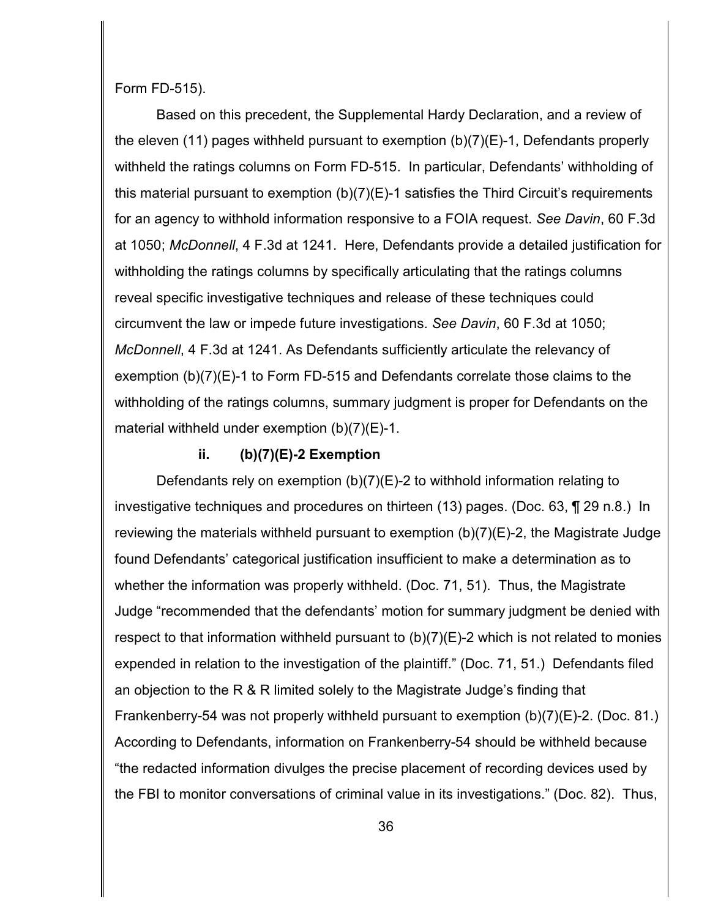Form FD-515).

Based on this precedent, the Supplemental Hardy Declaration, and a review of the eleven (11) pages withheld pursuant to exemption (b)(7)(E)-1, Defendants properly withheld the ratings columns on Form FD-515. In particular, Defendants' withholding of this material pursuant to exemption (b)(7)(E)-1 satisfies the Third Circuit's requirements for an agency to withhold information responsive to a FOIA request. *See Davin*, 60 F.3d at 1050; *McDonnell*, 4 F.3d at 1241. Here, Defendants provide a detailed justification for withholding the ratings columns by specifically articulating that the ratings columns reveal specific investigative techniques and release of these techniques could circumvent the law or impede future investigations. *See Davin*, 60 F.3d at 1050; *McDonnell*, 4 F.3d at 1241. As Defendants sufficiently articulate the relevancy of exemption (b)(7)(E)-1 to Form FD-515 and Defendants correlate those claims to the withholding of the ratings columns, summary judgment is proper for Defendants on the material withheld under exemption (b)(7)(E)-1.

**ii. (b)(7)(E)-2 Exemption**

Defendants rely on exemption (b)(7)(E)-2 to withhold information relating to investigative techniques and procedures on thirteen (13) pages. (Doc. 63, ¶ 29 n.8.) In reviewing the materials withheld pursuant to exemption (b)(7)(E)-2, the Magistrate Judge found Defendants' categorical justification insufficient to make a determination as to whether the information was properly withheld. (Doc. 71, 51). Thus, the Magistrate Judge "recommended that the defendants' motion for summary judgment be denied with respect to that information withheld pursuant to (b)(7)(E)-2 which is not related to monies expended in relation to the investigation of the plaintiff." (Doc. 71, 51.) Defendants filed an objection to the R & R limited solely to the Magistrate Judge's finding that Frankenberry-54 was not properly withheld pursuant to exemption (b)(7)(E)-2. (Doc. 81.) According to Defendants, information on Frankenberry-54 should be withheld because "the redacted information divulges the precise placement of recording devices used by the FBI to monitor conversations of criminal value in its investigations." (Doc. 82). Thus,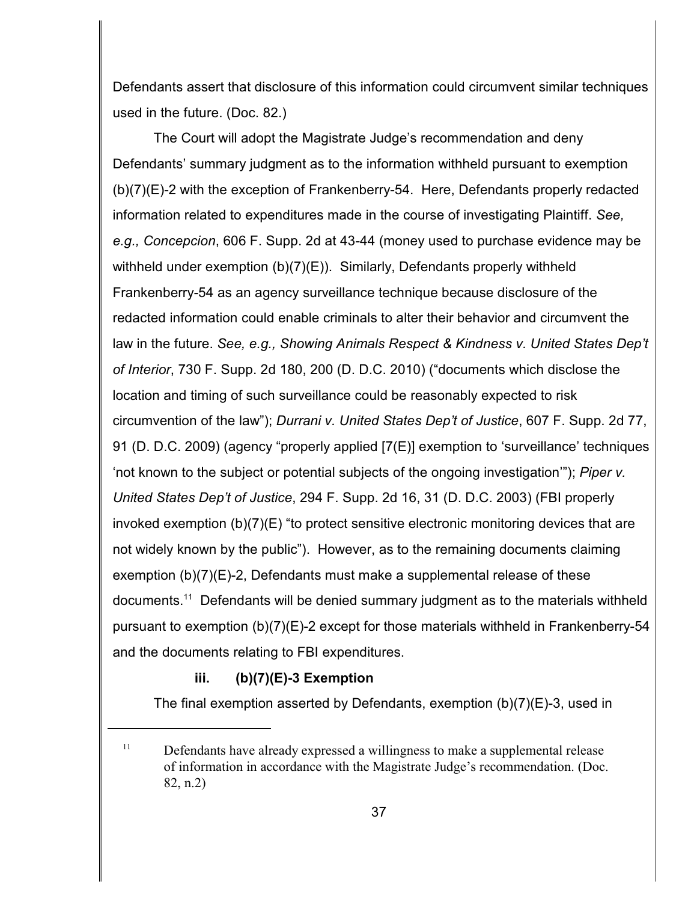Defendants assert that disclosure of this information could circumvent similar techniques used in the future. (Doc. 82.)

The Court will adopt the Magistrate Judge's recommendation and deny Defendants' summary judgment as to the information withheld pursuant to exemption (b)(7)(E)-2 with the exception of Frankenberry-54. Here, Defendants properly redacted information related to expenditures made in the course of investigating Plaintiff. *See, e.g., Concepcion*, 606 F. Supp. 2d at 43-44 (money used to purchase evidence may be withheld under exemption (b)(7)(E)). Similarly, Defendants properly withheld Frankenberry-54 as an agency surveillance technique because disclosure of the redacted information could enable criminals to alter their behavior and circumvent the law in the future. *See, e.g., Showing Animals Respect & Kindness v. United States Dep't of Interior*, 730 F. Supp. 2d 180, 200 (D. D.C. 2010) ("documents which disclose the location and timing of such surveillance could be reasonably expected to risk circumvention of the law"); *Durrani v. United States Dep't of Justice*, 607 F. Supp. 2d 77, 91 (D. D.C. 2009) (agency "properly applied [7(E)] exemption to 'surveillance' techniques 'not known to the subject or potential subjects of the ongoing investigation'"); *Piper v. United States Dep't of Justice*, 294 F. Supp. 2d 16, 31 (D. D.C. 2003) (FBI properly invoked exemption (b)(7)(E) "to protect sensitive electronic monitoring devices that are not widely known by the public"). However, as to the remaining documents claiming exemption (b)(7)(E)-2, Defendants must make a supplemental release of these documents.[11] Defendants will be denied summary judgment as to the materials withheld pursuant to exemption (b)(7)(E)-2 except for those materials withheld in Frankenberry-54 and the documents relating to FBI expenditures.

**iii. (b)(7)(E)-3 Exemption**

The final exemption asserted by Defendants, exemption (b)(7)(E)-3, used in

[11] Defendants have already expressed a willingness to make a supplemental release of information in accordance with the Magistrate Judge's recommendation. (Doc. 82, n.2)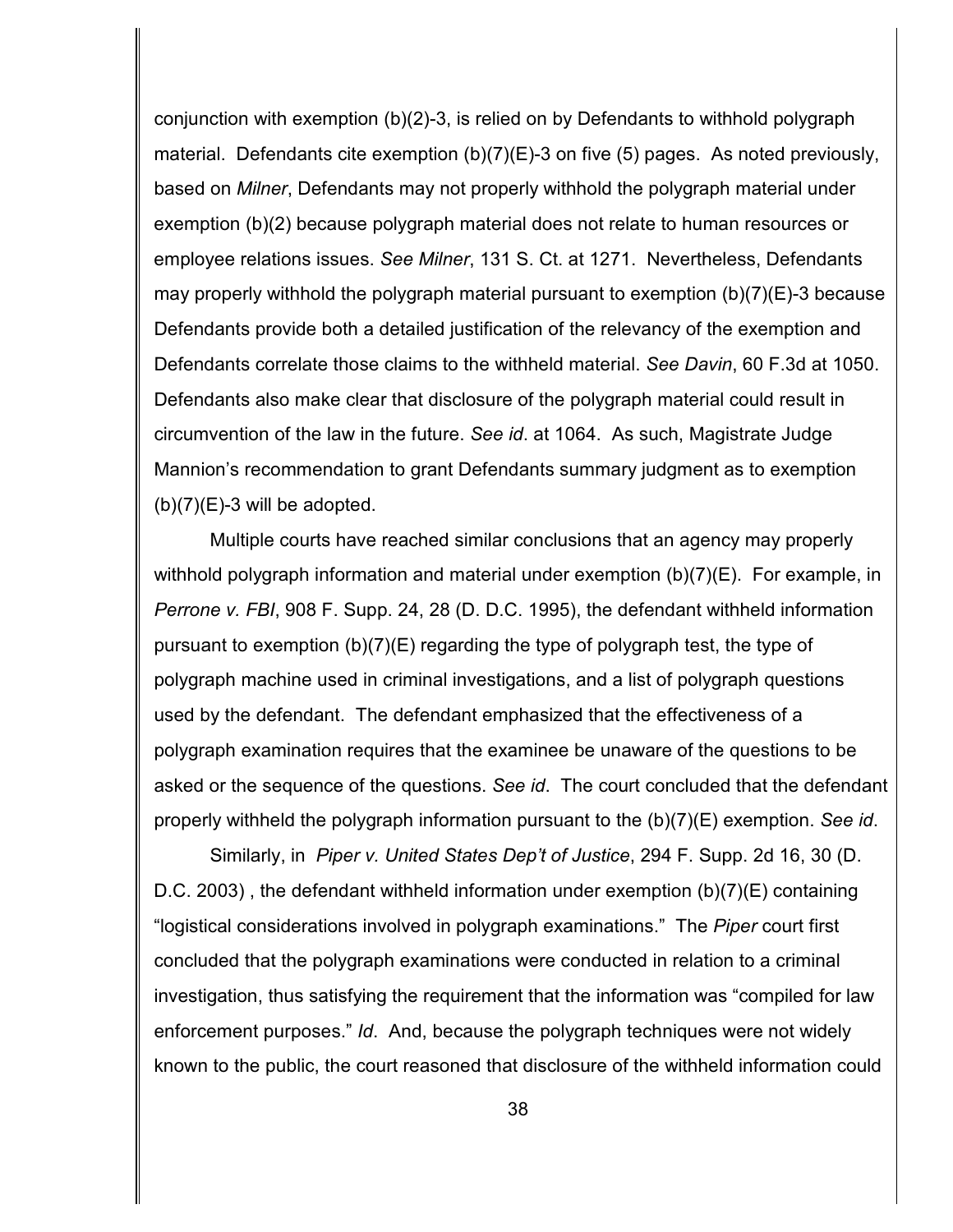conjunction with exemption (b)(2)-3, is relied on by Defendants to withhold polygraph material. Defendants cite exemption (b)(7)(E)-3 on five (5) pages. As noted previously, based on *Milner*, Defendants may not properly withhold the polygraph material under exemption (b)(2) because polygraph material does not relate to human resources or employee relations issues. *See Milner*, 131 S. Ct. at 1271. Nevertheless, Defendants may properly withhold the polygraph material pursuant to exemption (b)(7)(E)-3 because Defendants provide both a detailed justification of the relevancy of the exemption and Defendants correlate those claims to the withheld material. *See Davin*, 60 F.3d at 1050. Defendants also make clear that disclosure of the polygraph material could result in circumvention of the law in the future. *See id*. at 1064. As such, Magistrate Judge Mannion's recommendation to grant Defendants summary judgment as to exemption (b)(7)(E)-3 will be adopted.

Multiple courts have reached similar conclusions that an agency may properly withhold polygraph information and material under exemption (b)(7)(E). For example, in *Perrone v. FBI*, 908 F. Supp. 24, 28 (D. D.C. 1995), the defendant withheld information pursuant to exemption (b)(7)(E) regarding the type of polygraph test, the type of polygraph machine used in criminal investigations, and a list of polygraph questions used by the defendant. The defendant emphasized that the effectiveness of a polygraph examination requires that the examinee be unaware of the questions to be asked or the sequence of the questions. *See id*. The court concluded that the defendant properly withheld the polygraph information pursuant to the (b)(7)(E) exemption. *See id*.

Similarly, in *Piper v. United States Dep't of Justice*, 294 F. Supp. 2d 16, 30 (D. D.C. 2003) , the defendant withheld information under exemption (b)(7)(E) containing "logistical considerations involved in polygraph examinations." The *Piper* court first concluded that the polygraph examinations were conducted in relation to a criminal investigation, thus satisfying the requirement that the information was "compiled for law enforcement purposes." *Id*. And, because the polygraph techniques were not widely known to the public, the court reasoned that disclosure of the withheld information could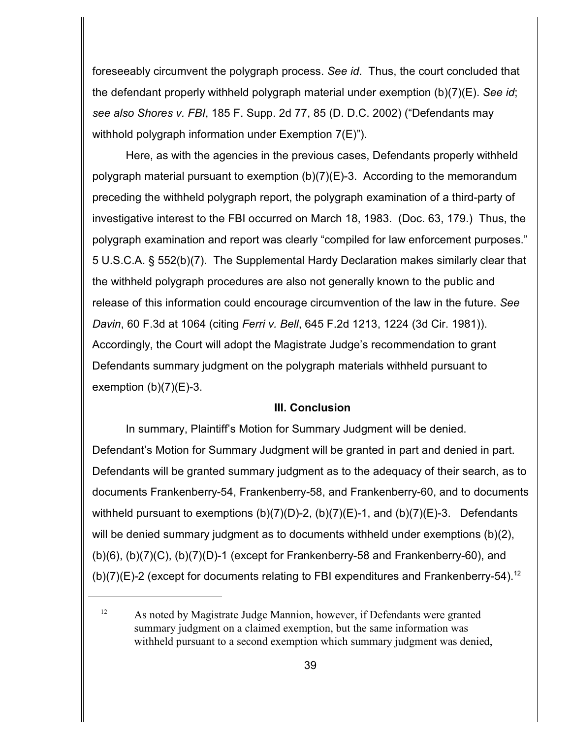foreseeably circumvent the polygraph process. *See id*. Thus, the court concluded that the defendant properly withheld polygraph material under exemption (b)(7)(E). *See id*; *see also Shores v. FBI*, 185 F. Supp. 2d 77, 85 (D. D.C. 2002) ("Defendants may withhold polygraph information under Exemption 7(E)").

Here, as with the agencies in the previous cases, Defendants properly withheld polygraph material pursuant to exemption (b)(7)(E)-3. According to the memorandum preceding the withheld polygraph report, the polygraph examination of a third-party of investigative interest to the FBI occurred on March 18, 1983. (Doc. 63, 179.) Thus, the polygraph examination and report was clearly "compiled for law enforcement purposes." 5 U.S.C.A. § 552(b)(7). The Supplemental Hardy Declaration makes similarly clear that the withheld polygraph procedures are also not generally known to the public and release of this information could encourage circumvention of the law in the future. *See Davin*, 60 F.3d at 1064 (citing *Ferri v. Bell*, 645 F.2d 1213, 1224 (3d Cir. 1981)). Accordingly, the Court will adopt the Magistrate Judge's recommendation to grant Defendants summary judgment on the polygraph materials withheld pursuant to exemption (b)(7)(E)-3.

### III. Conclusion

In summary, Plaintiff's Motion for Summary Judgment will be denied. Defendant's Motion for Summary Judgment will be granted in part and denied in part. Defendants will be granted summary judgment as to the adequacy of their search, as to documents Frankenberry-54, Frankenberry-58, and Frankenberry-60, and to documents withheld pursuant to exemptions (b)(7)(D)-2, (b)(7)(E)-1, and (b)(7)(E)-3. Defendants will be denied summary judgment as to documents withheld under exemptions (b)(2), (b)(6), (b)(7)(C), (b)(7)(D)-1 (except for Frankenberry-58 and Frankenberry-60), and (b)(7)(E)-2 (except for documents relating to FBI expenditures and Frankenberry-54).[12]

---

[12] As noted by Magistrate Judge Mannion, however, if Defendants were granted summary judgment on a claimed exemption, but the same information was withheld pursuant to a second exemption which summary judgment was denied,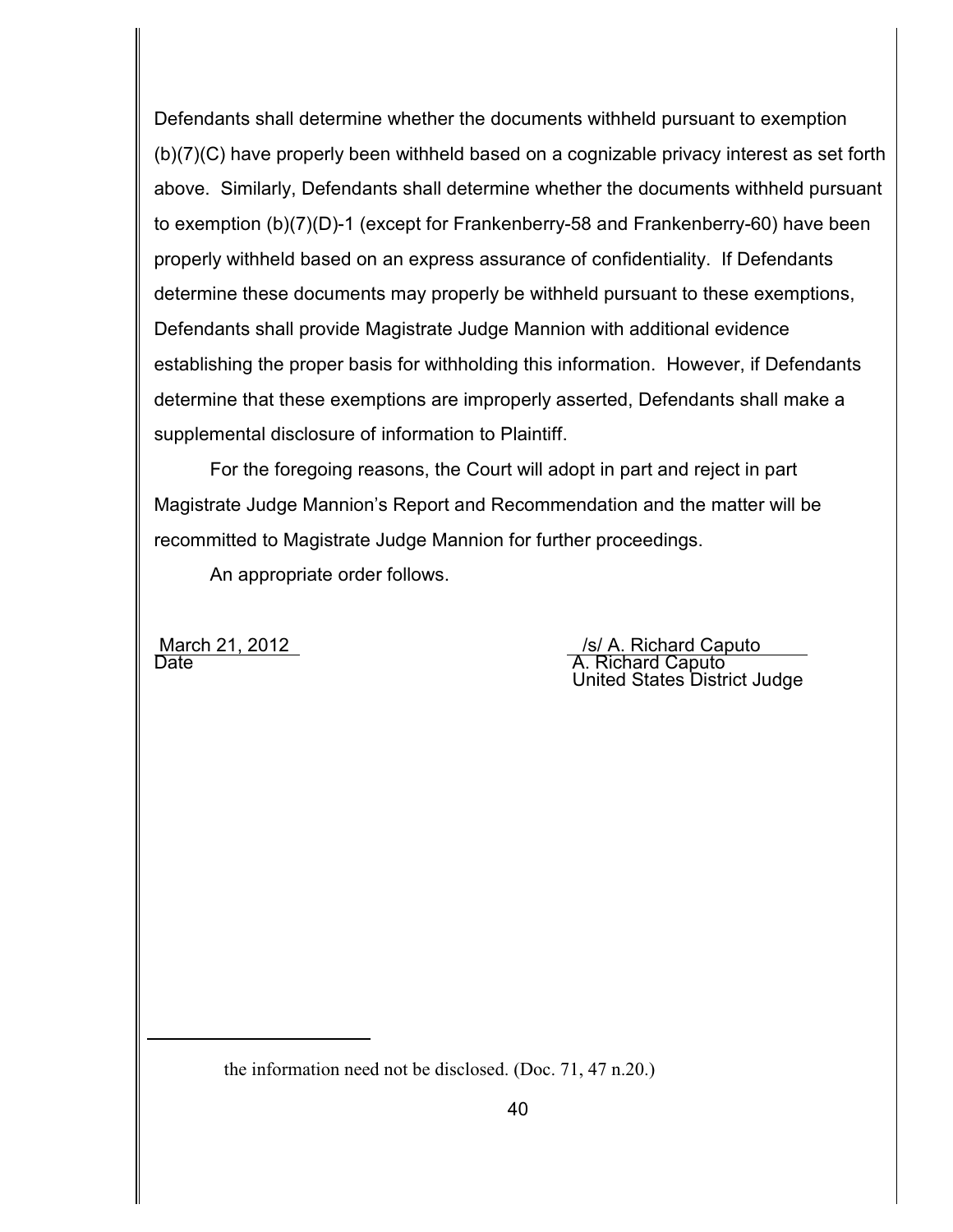Defendants shall determine whether the documents withheld pursuant to exemption (b)(7)(C) have properly been withheld based on a cognizable privacy interest as set forth above. Similarly, Defendants shall determine whether the documents withheld pursuant to exemption (b)(7)(D)-1 (except for Frankenberry-58 and Frankenberry-60) have been properly withheld based on an express assurance of confidentiality. If Defendants determine these documents may properly be withheld pursuant to these exemptions, Defendants shall provide Magistrate Judge Mannion with additional evidence establishing the proper basis for withholding this information. However, if Defendants determine that these exemptions are improperly asserted, Defendants shall make a supplemental disclosure of information to Plaintiff.

For the foregoing reasons, the Court will adopt in part and reject in part Magistrate Judge Mannion's Report and Recommendation and the matter will be recommitted to Magistrate Judge Mannion for further proceedings.

An appropriate order follows.

March 21, 2012
Date

/s/ A. Richard Caputo
A. Richard Caputo
United States District Judge

---

the information need not be disclosed. (Doc. 71, 47 n.20.)